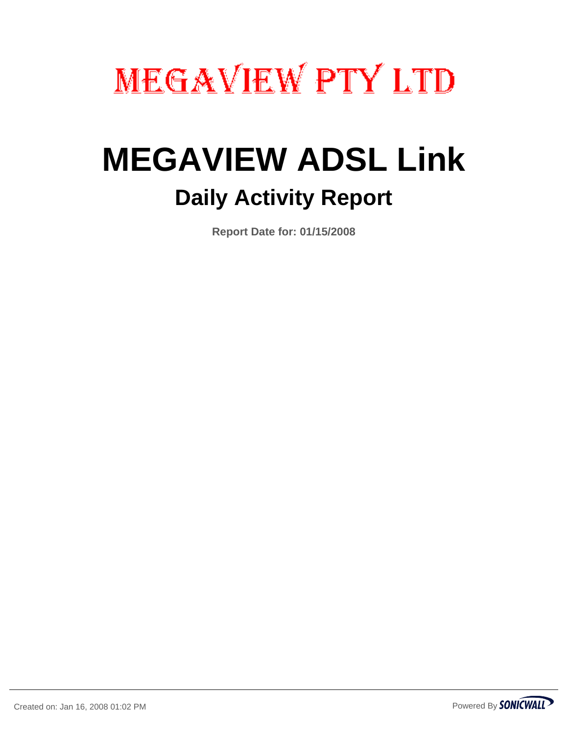MEGAVIEW PTY LTD

# MEGAVIEW ADSL Link

## Daily Activity Report

**Report Date for: 01/15/2008**

Created on: Jan 16, 2008 01:02 PM

Powered By SONICWALL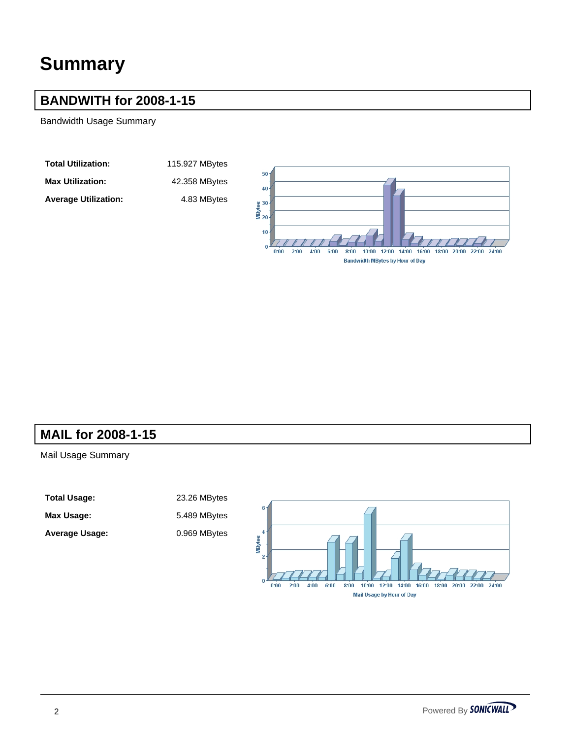# Summary

## BANDWITH for 2008-1-15

Bandwidth Usage Summary

| | |
|---|---|
| **Total Utilization:** | 115.927 MBytes |
| **Max Utilization:** | 42.358 MBytes |
| **Average Utilization:** | 4.83 MBytes |

Bandwidth MBytes by Hour of Day

## MAIL for 2008-1-15

Mail Usage Summary

| | |
|---|---|
| **Total Usage:** | 23.26 MBytes |
| **Max Usage:** | 5.489 MBytes |
| **Average Usage:** | 0.969 MBytes |

Mail Usage by Hour of Day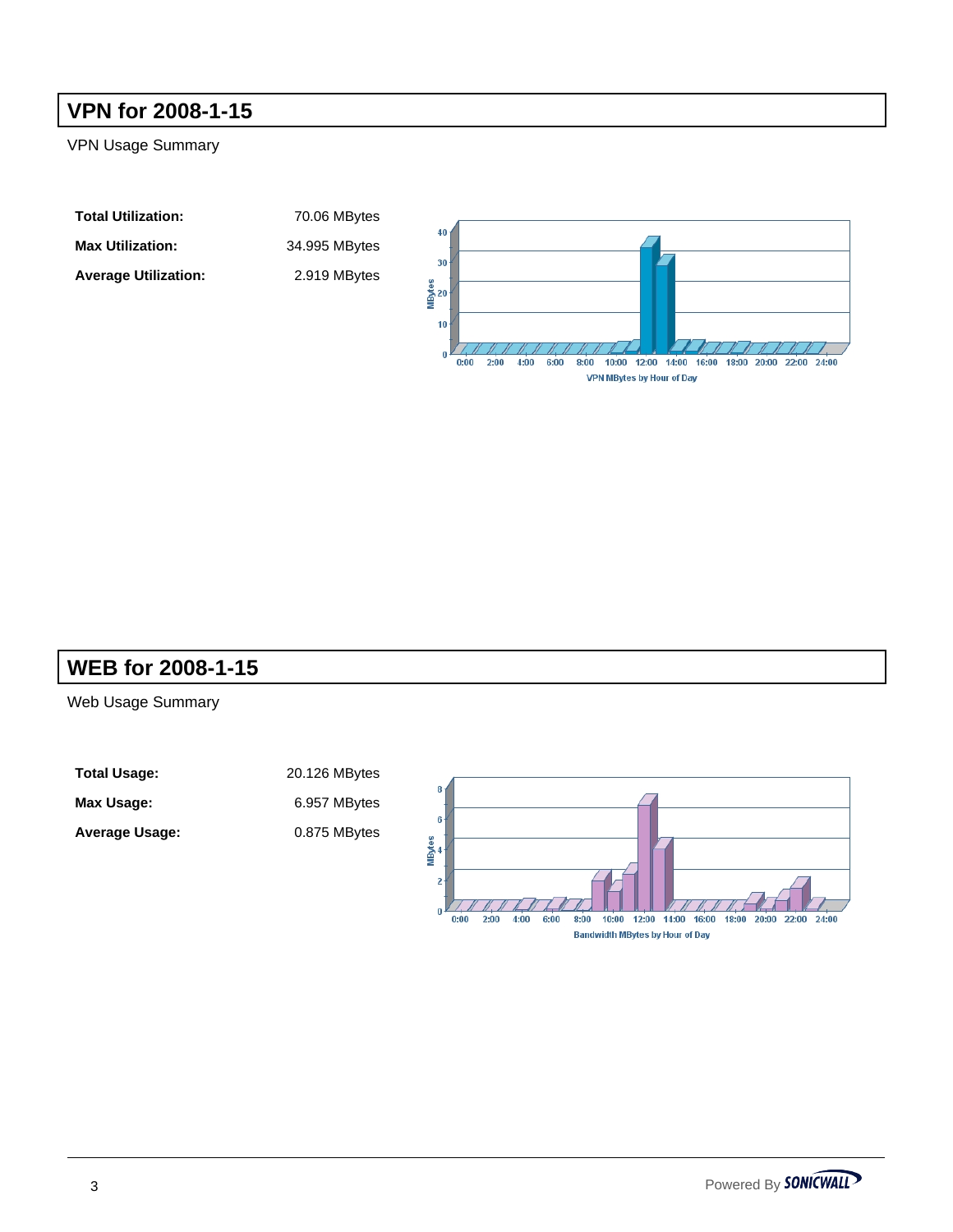## VPN for 2008-1-15

VPN Usage Summary

| | |
|---|---|
| **Total Utilization:** | 70.06 MBytes |
| **Max Utilization:** | 34.995 MBytes |
| **Average Utilization:** | 2.919 MBytes |

## WEB for 2008-1-15

Web Usage Summary

| | |
|---|---|
| **Total Usage:** | 20.126 MBytes |
| **Max Usage:** | 6.957 MBytes |
| **Average Usage:** | 0.875 MBytes |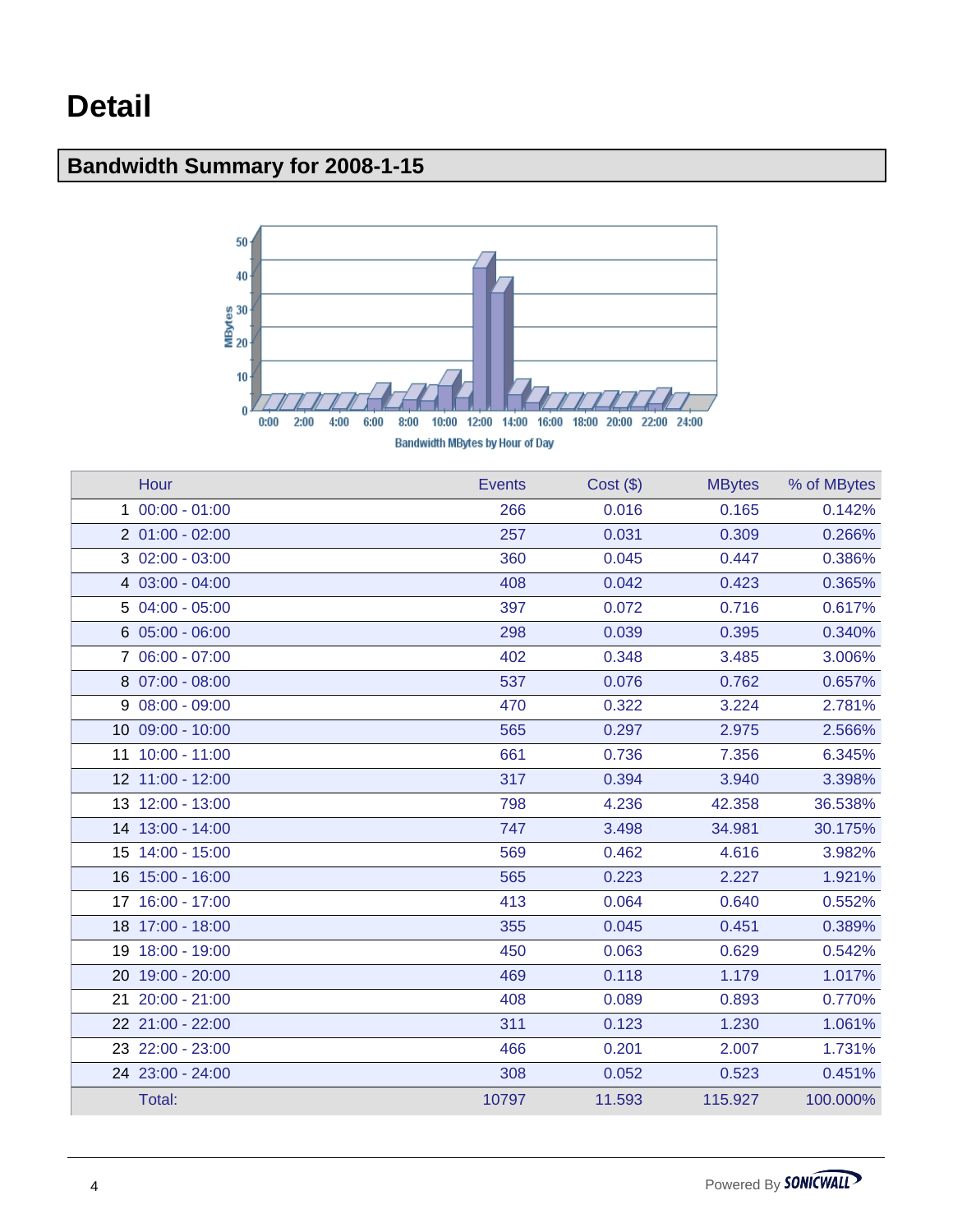# Detail

## Bandwidth Summary for 2008-1-15

Bandwidth MBytes by Hour of Day

| | Hour | Events | Cost ($) | MBytes | % of MBytes |
|---|---|---|---|---|---|
| 1 | 00:00 - 01:00 | 266 | 0.016 | 0.165 | 0.142% |
| 2 | 01:00 - 02:00 | 257 | 0.031 | 0.309 | 0.266% |
| 3 | 02:00 - 03:00 | 360 | 0.045 | 0.447 | 0.386% |
| 4 | 03:00 - 04:00 | 408 | 0.042 | 0.423 | 0.365% |
| 5 | 04:00 - 05:00 | 397 | 0.072 | 0.716 | 0.617% |
| 6 | 05:00 - 06:00 | 298 | 0.039 | 0.395 | 0.340% |
| 7 | 06:00 - 07:00 | 402 | 0.348 | 3.485 | 3.006% |
| 8 | 07:00 - 08:00 | 537 | 0.076 | 0.762 | 0.657% |
| 9 | 08:00 - 09:00 | 470 | 0.322 | 3.224 | 2.781% |
| 10 | 09:00 - 10:00 | 565 | 0.297 | 2.975 | 2.566% |
| 11 | 10:00 - 11:00 | 661 | 0.736 | 7.356 | 6.345% |
| 12 | 11:00 - 12:00 | 317 | 0.394 | 3.940 | 3.398% |
| 13 | 12:00 - 13:00 | 798 | 4.236 | 42.358 | 36.538% |
| 14 | 13:00 - 14:00 | 747 | 3.498 | 34.981 | 30.175% |
| 15 | 14:00 - 15:00 | 569 | 0.462 | 4.616 | 3.982% |
| 16 | 15:00 - 16:00 | 565 | 0.223 | 2.227 | 1.921% |
| 17 | 16:00 - 17:00 | 413 | 0.064 | 0.640 | 0.552% |
| 18 | 17:00 - 18:00 | 355 | 0.045 | 0.451 | 0.389% |
| 19 | 18:00 - 19:00 | 450 | 0.063 | 0.629 | 0.542% |
| 20 | 19:00 - 20:00 | 469 | 0.118 | 1.179 | 1.017% |
| 21 | 20:00 - 21:00 | 408 | 0.089 | 0.893 | 0.770% |
| 22 | 21:00 - 22:00 | 311 | 0.123 | 1.230 | 1.061% |
| 23 | 22:00 - 23:00 | 466 | 0.201 | 2.007 | 1.731% |
| 24 | 23:00 - 24:00 | 308 | 0.052 | 0.523 | 0.451% |
| | Total: | 10797 | 11.593 | 115.927 | 100.000% |

Powered By SONICWALL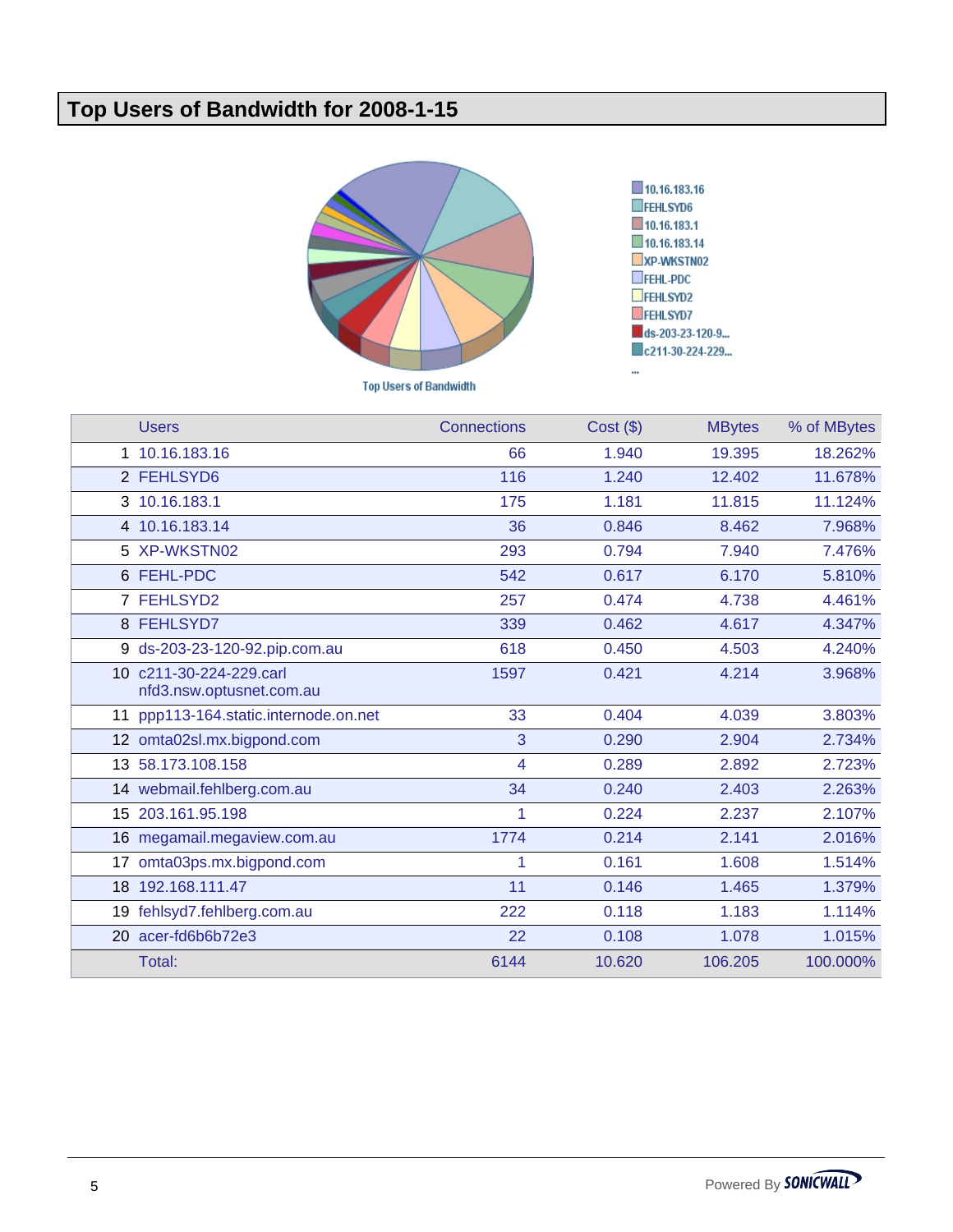# Top Users of Bandwidth for 2008-1-15

Top Users of Bandwidth

| | Users | Connections | Cost ($) | MBytes | % of MBytes |
|---|---|---|---|---|---|
| 1 | 10.16.183.16 | 66 | 1.940 | 19.395 | 18.262% |
| 2 | FEHLSYD6 | 116 | 1.240 | 12.402 | 11.678% |
| 3 | 10.16.183.1 | 175 | 1.181 | 11.815 | 11.124% |
| 4 | 10.16.183.14 | 36 | 0.846 | 8.462 | 7.968% |
| 5 | XP-WKSTN02 | 293 | 0.794 | 7.940 | 7.476% |
| 6 | FEHL-PDC | 542 | 0.617 | 6.170 | 5.810% |
| 7 | FEHLSYD2 | 257 | 0.474 | 4.738 | 4.461% |
| 8 | FEHLSYD7 | 339 | 0.462 | 4.617 | 4.347% |
| 9 | ds-203-23-120-92.pip.com.au | 618 | 0.450 | 4.503 | 4.240% |
| 10 | c211-30-224-229.carl nfd3.nsw.optusnet.com.au | 1597 | 0.421 | 4.214 | 3.968% |
| 11 | ppp113-164.static.internode.on.net | 33 | 0.404 | 4.039 | 3.803% |
| 12 | omta02sl.mx.bigpond.com | 3 | 0.290 | 2.904 | 2.734% |
| 13 | 58.173.108.158 | 4 | 0.289 | 2.892 | 2.723% |
| 14 | webmail.fehlberg.com.au | 34 | 0.240 | 2.403 | 2.263% |
| 15 | 203.161.95.198 | 1 | 0.224 | 2.237 | 2.107% |
| 16 | megamail.megaview.com.au | 1774 | 0.214 | 2.141 | 2.016% |
| 17 | omta03ps.mx.bigpond.com | 1 | 0.161 | 1.608 | 1.514% |
| 18 | 192.168.111.47 | 11 | 0.146 | 1.465 | 1.379% |
| 19 | fehlsyd7.fehlberg.com.au | 222 | 0.118 | 1.183 | 1.114% |
| 20 | acer-fd6b6b72e3 | 22 | 0.108 | 1.078 | 1.015% |
| | Total: | 6144 | 10.620 | 106.205 | 100.000% |

Powered By SONICWALL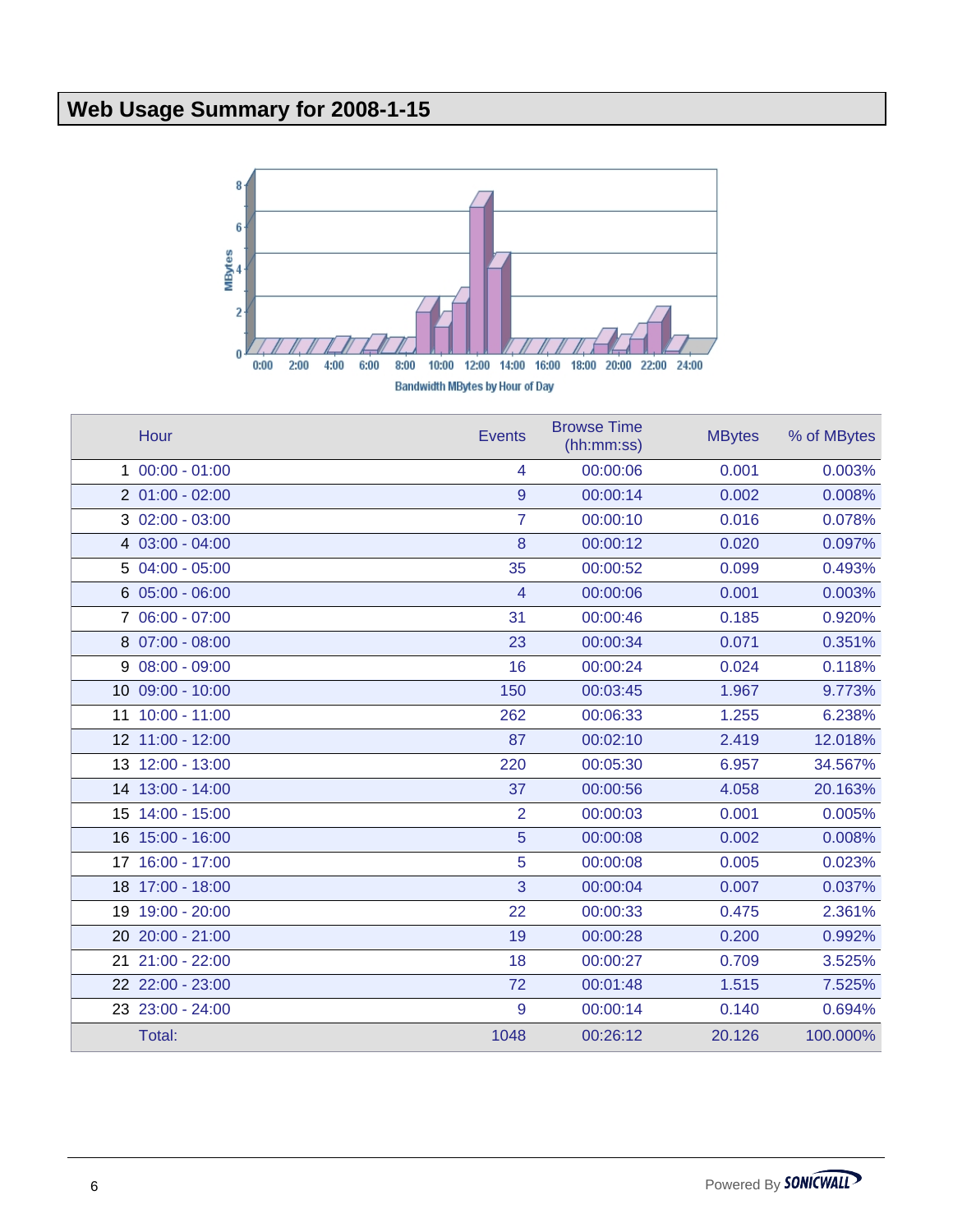# Web Usage Summary for 2008-1-15

Bandwidth MBytes by Hour of Day

| | Hour | Events | Browse Time (hh:mm:ss) | MBytes | % of MBytes |
|---|---|---|---|---|---|
| 1 | 00:00 - 01:00 | 4 | 00:00:06 | 0.001 | 0.003% |
| 2 | 01:00 - 02:00 | 9 | 00:00:14 | 0.002 | 0.008% |
| 3 | 02:00 - 03:00 | 7 | 00:00:10 | 0.016 | 0.078% |
| 4 | 03:00 - 04:00 | 8 | 00:00:12 | 0.020 | 0.097% |
| 5 | 04:00 - 05:00 | 35 | 00:00:52 | 0.099 | 0.493% |
| 6 | 05:00 - 06:00 | 4 | 00:00:06 | 0.001 | 0.003% |
| 7 | 06:00 - 07:00 | 31 | 00:00:46 | 0.185 | 0.920% |
| 8 | 07:00 - 08:00 | 23 | 00:00:34 | 0.071 | 0.351% |
| 9 | 08:00 - 09:00 | 16 | 00:00:24 | 0.024 | 0.118% |
| 10 | 09:00 - 10:00 | 150 | 00:03:45 | 1.967 | 9.773% |
| 11 | 10:00 - 11:00 | 262 | 00:06:33 | 1.255 | 6.238% |
| 12 | 11:00 - 12:00 | 87 | 00:02:10 | 2.419 | 12.018% |
| 13 | 12:00 - 13:00 | 220 | 00:05:30 | 6.957 | 34.567% |
| 14 | 13:00 - 14:00 | 37 | 00:00:56 | 4.058 | 20.163% |
| 15 | 14:00 - 15:00 | 2 | 00:00:03 | 0.001 | 0.005% |
| 16 | 15:00 - 16:00 | 5 | 00:00:08 | 0.002 | 0.008% |
| 17 | 16:00 - 17:00 | 5 | 00:00:08 | 0.005 | 0.023% |
| 18 | 17:00 - 18:00 | 3 | 00:00:04 | 0.007 | 0.037% |
| 19 | 19:00 - 20:00 | 22 | 00:00:33 | 0.475 | 2.361% |
| 20 | 20:00 - 21:00 | 19 | 00:00:28 | 0.200 | 0.992% |
| 21 | 21:00 - 22:00 | 18 | 00:00:27 | 0.709 | 3.525% |
| 22 | 22:00 - 23:00 | 72 | 00:01:48 | 1.515 | 7.525% |
| 23 | 23:00 - 24:00 | 9 | 00:00:14 | 0.140 | 0.694% |
| | Total: | 1048 | 00:26:12 | 20.126 | 100.000% |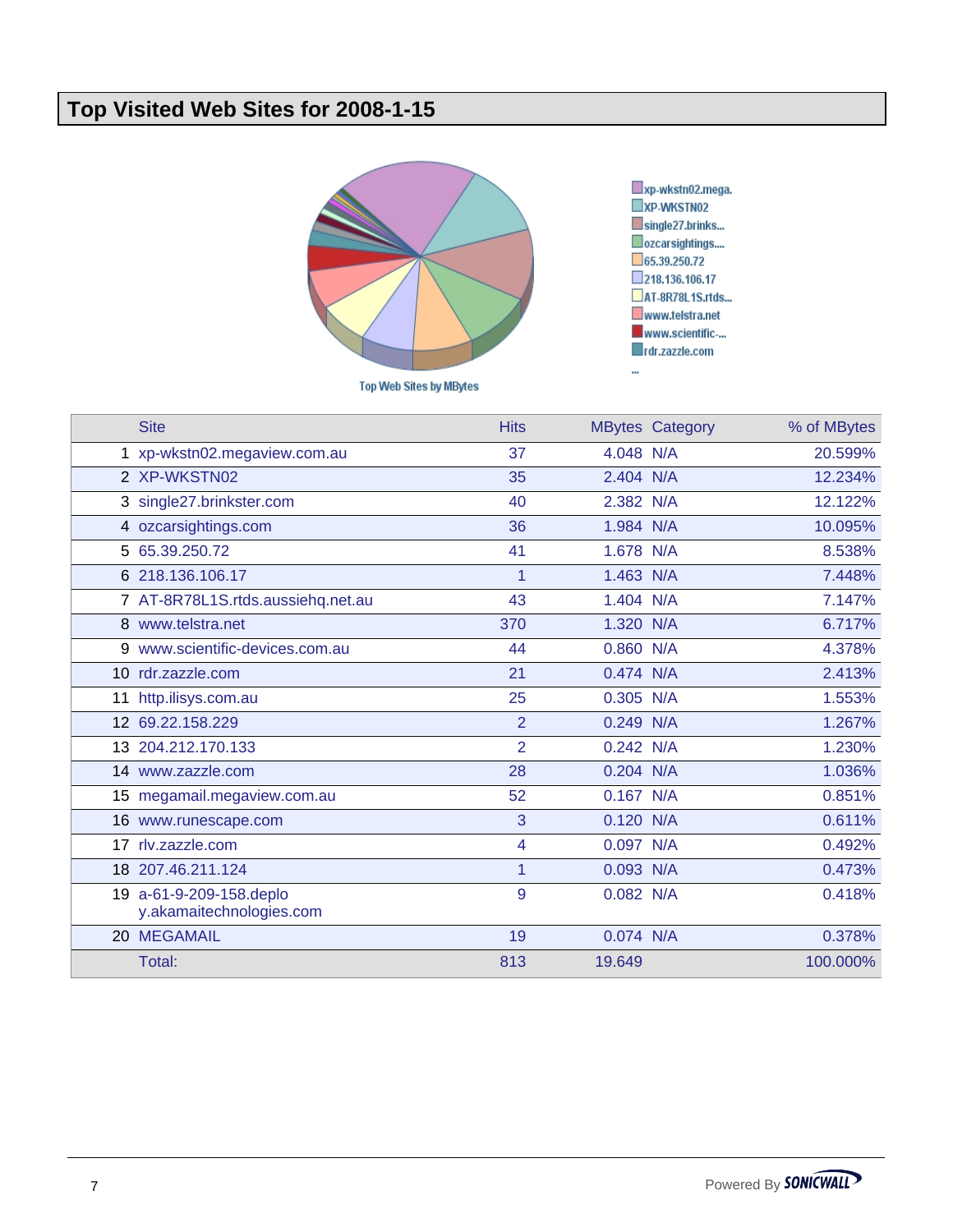# Top Visited Web Sites for 2008-1-15

Top Web Sites by MBytes

| | Site | Hits | MBytes | Category | % of MBytes |
|---|---|---|---|---|---|
| 1 | xp-wkstn02.megaview.com.au | 37 | 4.048 | N/A | 20.599% |
| 2 | XP-WKSTN02 | 35 | 2.404 | N/A | 12.234% |
| 3 | single27.brinkster.com | 40 | 2.382 | N/A | 12.122% |
| 4 | ozcarsightings.com | 36 | 1.984 | N/A | 10.095% |
| 5 | 65.39.250.72 | 41 | 1.678 | N/A | 8.538% |
| 6 | 218.136.106.17 | 1 | 1.463 | N/A | 7.448% |
| 7 | AT-8R78L1S.rtds.aussiehq.net.au | 43 | 1.404 | N/A | 7.147% |
| 8 | www.telstra.net | 370 | 1.320 | N/A | 6.717% |
| 9 | www.scientific-devices.com.au | 44 | 0.860 | N/A | 4.378% |
| 10 | rdr.zazzle.com | 21 | 0.474 | N/A | 2.413% |
| 11 | http.ilisys.com.au | 25 | 0.305 | N/A | 1.553% |
| 12 | 69.22.158.229 | 2 | 0.249 | N/A | 1.267% |
| 13 | 204.212.170.133 | 2 | 0.242 | N/A | 1.230% |
| 14 | www.zazzle.com | 28 | 0.204 | N/A | 1.036% |
| 15 | megamail.megaview.com.au | 52 | 0.167 | N/A | 0.851% |
| 16 | www.runescape.com | 3 | 0.120 | N/A | 0.611% |
| 17 | rlv.zazzle.com | 4 | 0.097 | N/A | 0.492% |
| 18 | 207.46.211.124 | 1 | 0.093 | N/A | 0.473% |
| 19 | a-61-9-209-158.deploy.akamaitechnologies.com | 9 | 0.082 | N/A | 0.418% |
| 20 | MEGAMAIL | 19 | 0.074 | N/A | 0.378% |
| | Total: | 813 | 19.649 | | 100.000% |

Powered By SONICWALL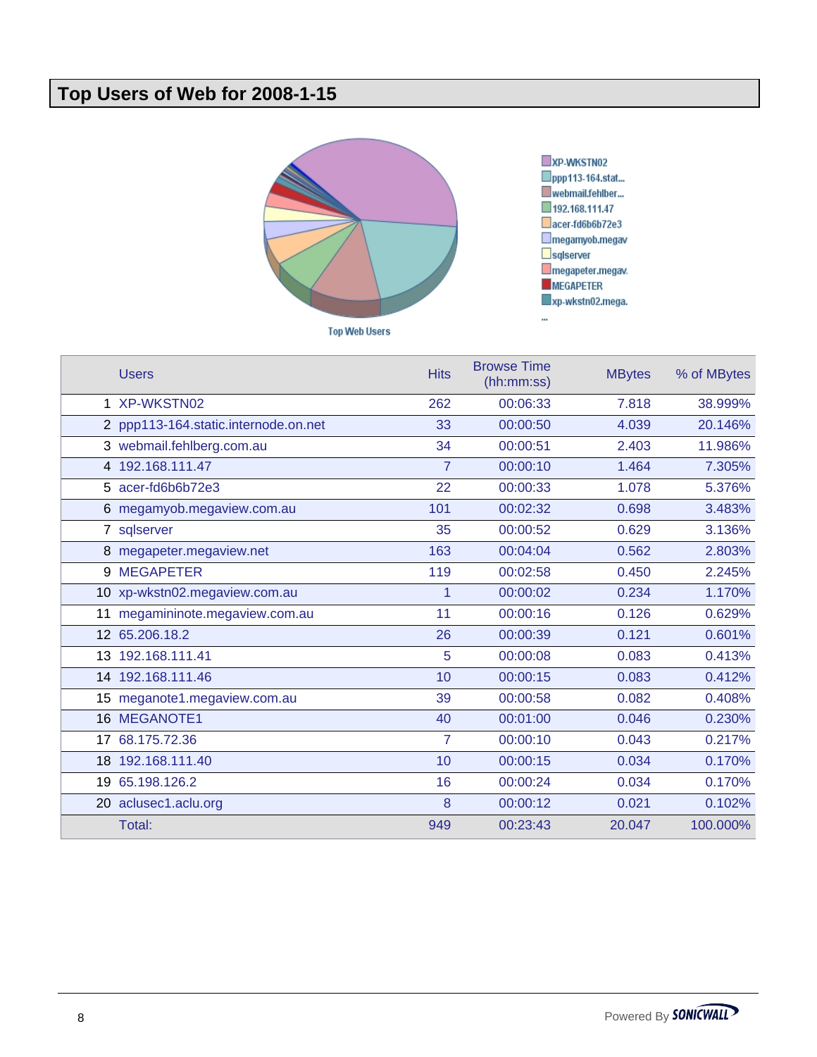# Top Users of Web for 2008-1-15

| | Users | Hits | Browse Time (hh:mm:ss) | MBytes | % of MBytes |
|---|---|---|---|---|---|
| 1 | XP-WKSTN02 | 262 | 00:06:33 | 7.818 | 38.999% |
| 2 | ppp113-164.static.internode.on.net | 33 | 00:00:50 | 4.039 | 20.146% |
| 3 | webmail.fehlberg.com.au | 34 | 00:00:51 | 2.403 | 11.986% |
| 4 | 192.168.111.47 | 7 | 00:00:10 | 1.464 | 7.305% |
| 5 | acer-fd6b6b72e3 | 22 | 00:00:33 | 1.078 | 5.376% |
| 6 | megamyob.megaview.com.au | 101 | 00:02:32 | 0.698 | 3.483% |
| 7 | sqlserver | 35 | 00:00:52 | 0.629 | 3.136% |
| 8 | megapeter.megaview.net | 163 | 00:04:04 | 0.562 | 2.803% |
| 9 | MEGAPETER | 119 | 00:02:58 | 0.450 | 2.245% |
| 10 | xp-wkstn02.megaview.com.au | 1 | 00:00:02 | 0.234 | 1.170% |
| 11 | megamininote.megaview.com.au | 11 | 00:00:16 | 0.126 | 0.629% |
| 12 | 65.206.18.2 | 26 | 00:00:39 | 0.121 | 0.601% |
| 13 | 192.168.111.41 | 5 | 00:00:08 | 0.083 | 0.413% |
| 14 | 192.168.111.46 | 10 | 00:00:15 | 0.083 | 0.412% |
| 15 | meganote1.megaview.com.au | 39 | 00:00:58 | 0.082 | 0.408% |
| 16 | MEGANOTE1 | 40 | 00:01:00 | 0.046 | 0.230% |
| 17 | 68.175.72.36 | 7 | 00:00:10 | 0.043 | 0.217% |
| 18 | 192.168.111.40 | 10 | 00:00:15 | 0.034 | 0.170% |
| 19 | 65.198.126.2 | 16 | 00:00:24 | 0.034 | 0.170% |
| 20 | aclusec1.aclu.org | 8 | 00:00:12 | 0.021 | 0.102% |
| | Total: | 949 | 00:23:43 | 20.047 | 100.000% |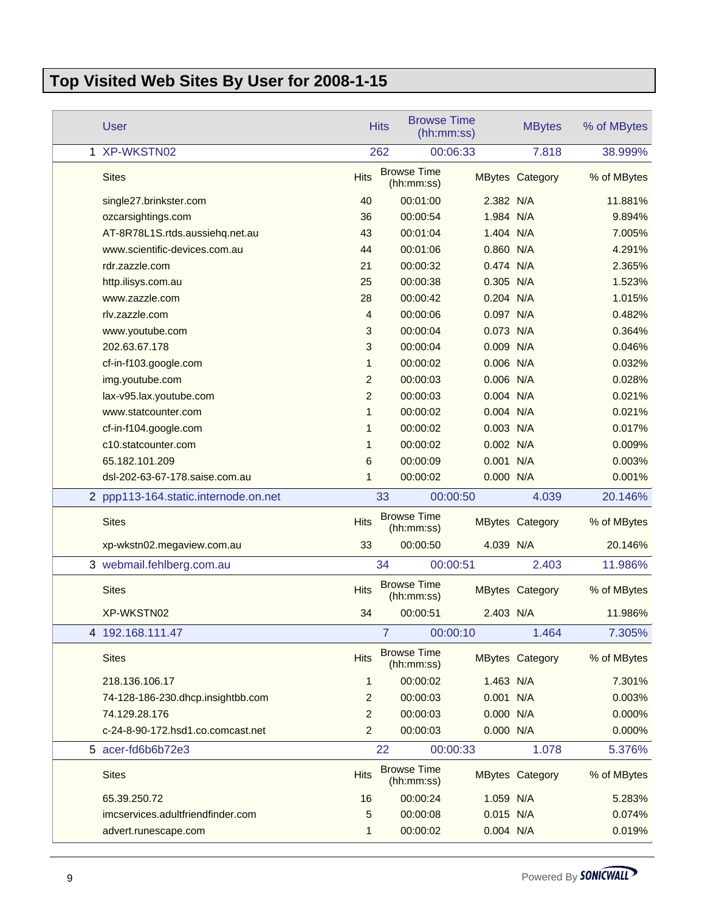# Top Visited Web Sites By User for 2008-1-15

| | User | Hits | Browse Time (hh:mm:ss) | MBytes | Category | % of MBytes |
|---|---|---|---|---|---|---|
| 1 | XP-WKSTN02 | 262 | 00:06:33 | 7.818 | | 38.999% |
| | Sites | Hits | Browse Time (hh:mm:ss) | MBytes | Category | % of MBytes |
| | single27.brinkster.com | 40 | 00:01:00 | 2.382 | N/A | 11.881% |
| | ozcarsightings.com | 36 | 00:00:54 | 1.984 | N/A | 9.894% |
| | AT-8R78L1S.rtds.aussiehq.net.au | 43 | 00:01:04 | 1.404 | N/A | 7.005% |
| | www.scientific-devices.com.au | 44 | 00:01:06 | 0.860 | N/A | 4.291% |
| | rdr.zazzle.com | 21 | 00:00:32 | 0.474 | N/A | 2.365% |
| | http.ilisys.com.au | 25 | 00:00:38 | 0.305 | N/A | 1.523% |
| | www.zazzle.com | 28 | 00:00:42 | 0.204 | N/A | 1.015% |
| | rlv.zazzle.com | 4 | 00:00:06 | 0.097 | N/A | 0.482% |
| | www.youtube.com | 3 | 00:00:04 | 0.073 | N/A | 0.364% |
| | 202.63.67.178 | 3 | 00:00:04 | 0.009 | N/A | 0.046% |
| | cf-in-f103.google.com | 1 | 00:00:02 | 0.006 | N/A | 0.032% |
| | img.youtube.com | 2 | 00:00:03 | 0.006 | N/A | 0.028% |
| | lax-v95.lax.youtube.com | 2 | 00:00:03 | 0.004 | N/A | 0.021% |
| | www.statcounter.com | 1 | 00:00:02 | 0.004 | N/A | 0.021% |
| | cf-in-f104.google.com | 1 | 00:00:02 | 0.003 | N/A | 0.017% |
| | c10.statcounter.com | 1 | 00:00:02 | 0.002 | N/A | 0.009% |
| | 65.182.101.209 | 6 | 00:00:09 | 0.001 | N/A | 0.003% |
| | dsl-202-63-67-178.saise.com.au | 1 | 00:00:02 | 0.000 | N/A | 0.001% |
| 2 | ppp113-164.static.internode.on.net | 33 | 00:00:50 | 4.039 | | 20.146% |
| | Sites | Hits | Browse Time (hh:mm:ss) | MBytes | Category | % of MBytes |
| | xp-wkstn02.megaview.com.au | 33 | 00:00:50 | 4.039 | N/A | 20.146% |
| 3 | webmail.fehlberg.com.au | 34 | 00:00:51 | 2.403 | | 11.986% |
| | Sites | Hits | Browse Time (hh:mm:ss) | MBytes | Category | % of MBytes |
| | XP-WKSTN02 | 34 | 00:00:51 | 2.403 | N/A | 11.986% |
| 4 | 192.168.111.47 | 7 | 00:00:10 | 1.464 | | 7.305% |
| | Sites | Hits | Browse Time (hh:mm:ss) | MBytes | Category | % of MBytes |
| | 218.136.106.17 | 1 | 00:00:02 | 1.463 | N/A | 7.301% |
| | 74-128-186-230.dhcp.insightbb.com | 2 | 00:00:03 | 0.001 | N/A | 0.003% |
| | 74.129.28.176 | 2 | 00:00:03 | 0.000 | N/A | 0.000% |
| | c-24-8-90-172.hsd1.co.comcast.net | 2 | 00:00:03 | 0.000 | N/A | 0.000% |
| 5 | acer-fd6b6b72e3 | 22 | 00:00:33 | 1.078 | | 5.376% |
| | Sites | Hits | Browse Time (hh:mm:ss) | MBytes | Category | % of MBytes |
| | 65.39.250.72 | 16 | 00:00:24 | 1.059 | N/A | 5.283% |
| | imcservices.adultfriendfinder.com | 5 | 00:00:08 | 0.015 | N/A | 0.074% |
| | advert.runescape.com | 1 | 00:00:02 | 0.004 | N/A | 0.019% |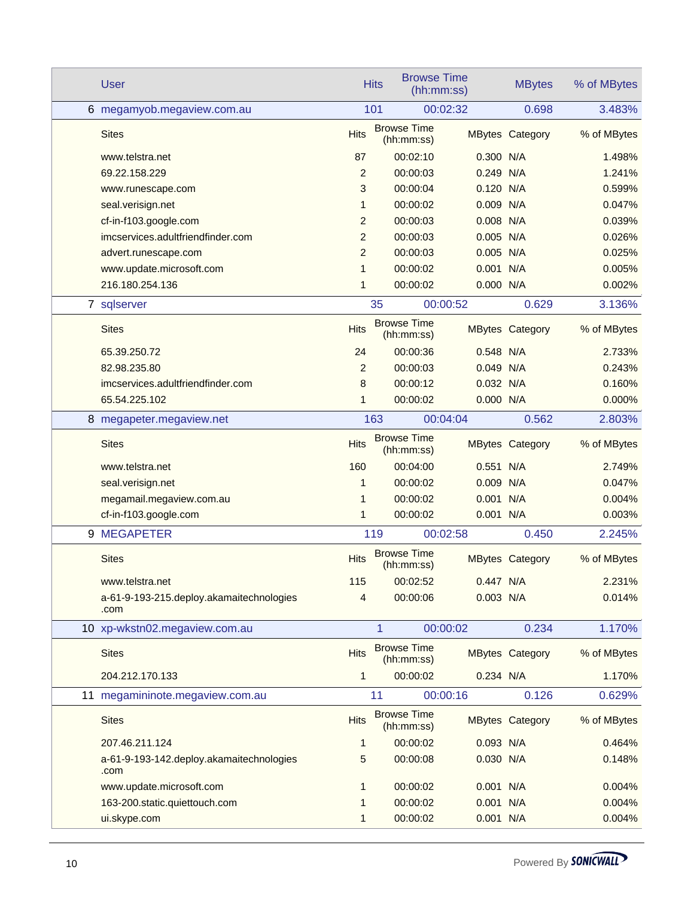|  | User | Hits | Browse Time (hh:mm:ss) | MBytes | % of MBytes |
|---|---|---|---|---|---|
| 6 | megamyob.megaview.com.au | 101 | 00:02:32 | 0.698 | 3.483% |

| Sites | Hits | Browse Time (hh:mm:ss) | MBytes | Category | % of MBytes |
|---|---|---|---|---|---|
| www.telstra.net | 87 | 00:02:10 | 0.300 | N/A | 1.498% |
| 69.22.158.229 | 2 | 00:00:03 | 0.249 | N/A | 1.241% |
| www.runescape.com | 3 | 00:00:04 | 0.120 | N/A | 0.599% |
| seal.verisign.net | 1 | 00:00:02 | 0.009 | N/A | 0.047% |
| cf-in-f103.google.com | 2 | 00:00:03 | 0.008 | N/A | 0.039% |
| imcservices.adultfriendfinder.com | 2 | 00:00:03 | 0.005 | N/A | 0.026% |
| advert.runescape.com | 2 | 00:00:03 | 0.005 | N/A | 0.025% |
| www.update.microsoft.com | 1 | 00:00:02 | 0.001 | N/A | 0.005% |
| 216.180.254.136 | 1 | 00:00:02 | 0.000 | N/A | 0.002% |

|  | User | Hits | Browse Time (hh:mm:ss) | MBytes | % of MBytes |
|---|---|---|---|---|---|
| 7 | sqlserver | 35 | 00:00:52 | 0.629 | 3.136% |

| Sites | Hits | Browse Time (hh:mm:ss) | MBytes | Category | % of MBytes |
|---|---|---|---|---|---|
| 65.39.250.72 | 24 | 00:00:36 | 0.548 | N/A | 2.733% |
| 82.98.235.80 | 2 | 00:00:03 | 0.049 | N/A | 0.243% |
| imcservices.adultfriendfinder.com | 8 | 00:00:12 | 0.032 | N/A | 0.160% |
| 65.54.225.102 | 1 | 00:00:02 | 0.000 | N/A | 0.000% |

|  | User | Hits | Browse Time (hh:mm:ss) | MBytes | % of MBytes |
|---|---|---|---|---|---|
| 8 | megapeter.megaview.net | 163 | 00:04:04 | 0.562 | 2.803% |

| Sites | Hits | Browse Time (hh:mm:ss) | MBytes | Category | % of MBytes |
|---|---|---|---|---|---|
| www.telstra.net | 160 | 00:04:00 | 0.551 | N/A | 2.749% |
| seal.verisign.net | 1 | 00:00:02 | 0.009 | N/A | 0.047% |
| megamail.megaview.com.au | 1 | 00:00:02 | 0.001 | N/A | 0.004% |
| cf-in-f103.google.com | 1 | 00:00:02 | 0.001 | N/A | 0.003% |

|  | User | Hits | Browse Time (hh:mm:ss) | MBytes | % of MBytes |
|---|---|---|---|---|---|
| 9 | MEGAPETER | 119 | 00:02:58 | 0.450 | 2.245% |

| Sites | Hits | Browse Time (hh:mm:ss) | MBytes | Category | % of MBytes |
|---|---|---|---|---|---|
| www.telstra.net | 115 | 00:02:52 | 0.447 | N/A | 2.231% |
| a-61-9-193-215.deploy.akamaitechnologies.com | 4 | 00:00:06 | 0.003 | N/A | 0.014% |

|  | User | Hits | Browse Time (hh:mm:ss) | MBytes | % of MBytes |
|---|---|---|---|---|---|
| 10 | xp-wkstn02.megaview.com.au | 1 | 00:00:02 | 0.234 | 1.170% |

| Sites | Hits | Browse Time (hh:mm:ss) | MBytes | Category | % of MBytes |
|---|---|---|---|---|---|
| 204.212.170.133 | 1 | 00:00:02 | 0.234 | N/A | 1.170% |

|  | User | Hits | Browse Time (hh:mm:ss) | MBytes | % of MBytes |
|---|---|---|---|---|---|
| 11 | megamininote.megaview.com.au | 11 | 00:00:16 | 0.126 | 0.629% |

| Sites | Hits | Browse Time (hh:mm:ss) | MBytes | Category | % of MBytes |
|---|---|---|---|---|---|
| 207.46.211.124 | 1 | 00:00:02 | 0.093 | N/A | 0.464% |
| a-61-9-193-142.deploy.akamaitechnologies.com | 5 | 00:00:08 | 0.030 | N/A | 0.148% |
| www.update.microsoft.com | 1 | 00:00:02 | 0.001 | N/A | 0.004% |
| 163-200.static.quiettouch.com | 1 | 00:00:02 | 0.001 | N/A | 0.004% |
| ui.skype.com | 1 | 00:00:02 | 0.001 | N/A | 0.004% |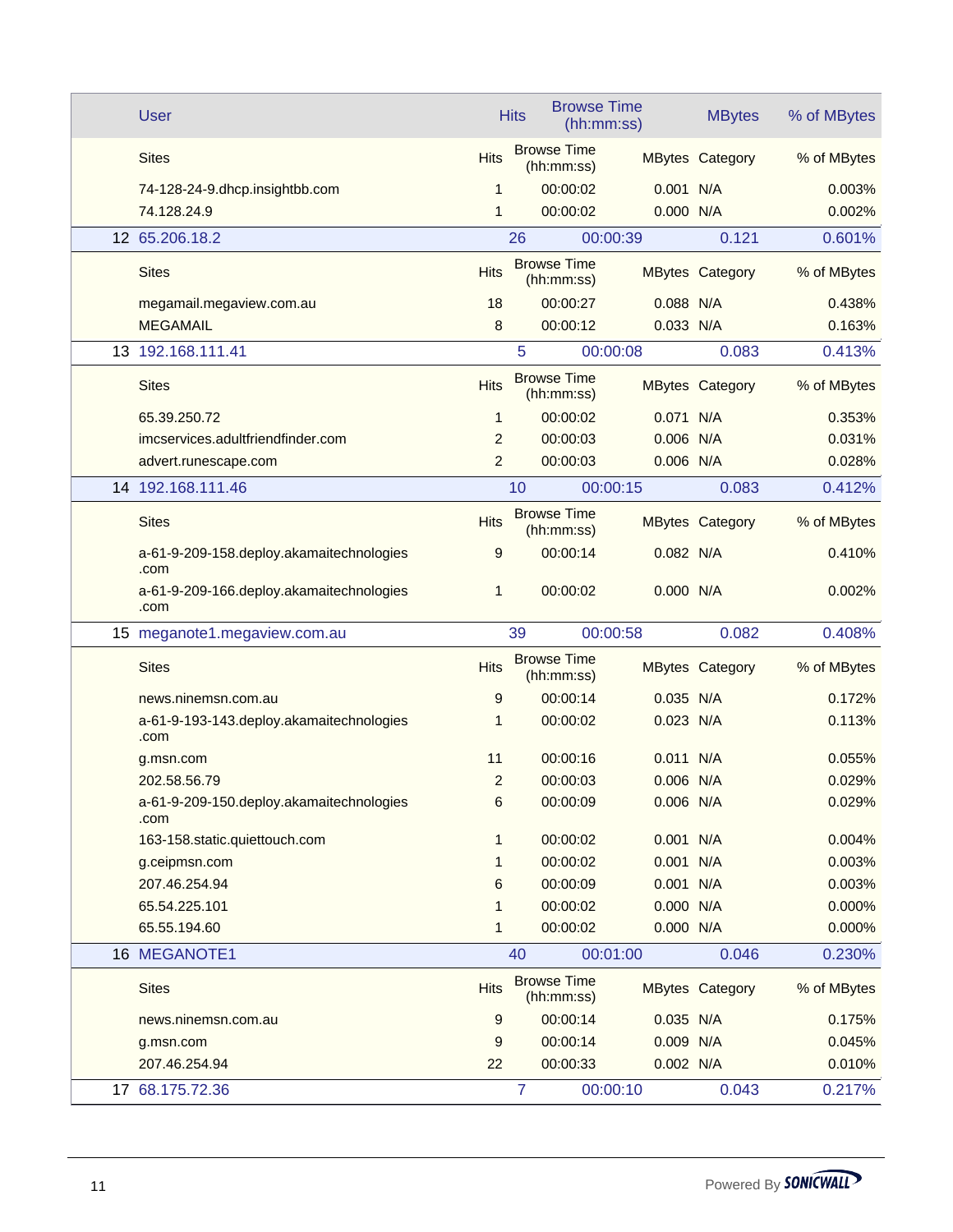| | User | Hits | Browse Time (hh:mm:ss) | MBytes | | % of MBytes |
|---|---|---|---|---|---|---|
| | Sites | Hits | Browse Time (hh:mm:ss) | MBytes | Category | % of MBytes |
| | 74-128-24-9.dhcp.insightbb.com | 1 | 00:00:02 | 0.001 | N/A | 0.003% |
| | 74.128.24.9 | 1 | 00:00:02 | 0.000 | N/A | 0.002% |
| 12 | 65.206.18.2 | 26 | 00:00:39 | 0.121 | | 0.601% |
| | Sites | Hits | Browse Time (hh:mm:ss) | MBytes | Category | % of MBytes |
| | megamail.megaview.com.au | 18 | 00:00:27 | 0.088 | N/A | 0.438% |
| | MEGAMAIL | 8 | 00:00:12 | 0.033 | N/A | 0.163% |
| 13 | 192.168.111.41 | 5 | 00:00:08 | 0.083 | | 0.413% |
| | Sites | Hits | Browse Time (hh:mm:ss) | MBytes | Category | % of MBytes |
| | 65.39.250.72 | 1 | 00:00:02 | 0.071 | N/A | 0.353% |
| | imcservices.adultfriendfinder.com | 2 | 00:00:03 | 0.006 | N/A | 0.031% |
| | advert.runescape.com | 2 | 00:00:03 | 0.006 | N/A | 0.028% |
| 14 | 192.168.111.46 | 10 | 00:00:15 | 0.083 | | 0.412% |
| | Sites | Hits | Browse Time (hh:mm:ss) | MBytes | Category | % of MBytes |
| | a-61-9-209-158.deploy.akamaitechnologies.com | 9 | 00:00:14 | 0.082 | N/A | 0.410% |
| | a-61-9-209-166.deploy.akamaitechnologies.com | 1 | 00:00:02 | 0.000 | N/A | 0.002% |
| 15 | meganote1.megaview.com.au | 39 | 00:00:58 | 0.082 | | 0.408% |
| | Sites | Hits | Browse Time (hh:mm:ss) | MBytes | Category | % of MBytes |
| | news.ninemsn.com.au | 9 | 00:00:14 | 0.035 | N/A | 0.172% |
| | a-61-9-193-143.deploy.akamaitechnologies.com | 1 | 00:00:02 | 0.023 | N/A | 0.113% |
| | g.msn.com | 11 | 00:00:16 | 0.011 | N/A | 0.055% |
| | 202.58.56.79 | 2 | 00:00:03 | 0.006 | N/A | 0.029% |
| | a-61-9-209-150.deploy.akamaitechnologies.com | 6 | 00:00:09 | 0.006 | N/A | 0.029% |
| | 163-158.static.quiettouch.com | 1 | 00:00:02 | 0.001 | N/A | 0.004% |
| | g.ceipmsn.com | 1 | 00:00:02 | 0.001 | N/A | 0.003% |
| | 207.46.254.94 | 6 | 00:00:09 | 0.001 | N/A | 0.003% |
| | 65.54.225.101 | 1 | 00:00:02 | 0.000 | N/A | 0.000% |
| | 65.55.194.60 | 1 | 00:00:02 | 0.000 | N/A | 0.000% |
| 16 | MEGANOTE1 | 40 | 00:01:00 | 0.046 | | 0.230% |
| | Sites | Hits | Browse Time (hh:mm:ss) | MBytes | Category | % of MBytes |
| | news.ninemsn.com.au | 9 | 00:00:14 | 0.035 | N/A | 0.175% |
| | g.msn.com | 9 | 00:00:14 | 0.009 | N/A | 0.045% |
| | 207.46.254.94 | 22 | 00:00:33 | 0.002 | N/A | 0.010% |
| 17 | 68.175.72.36 | 7 | 00:00:10 | 0.043 | | 0.217% |

Powered By SONICWALL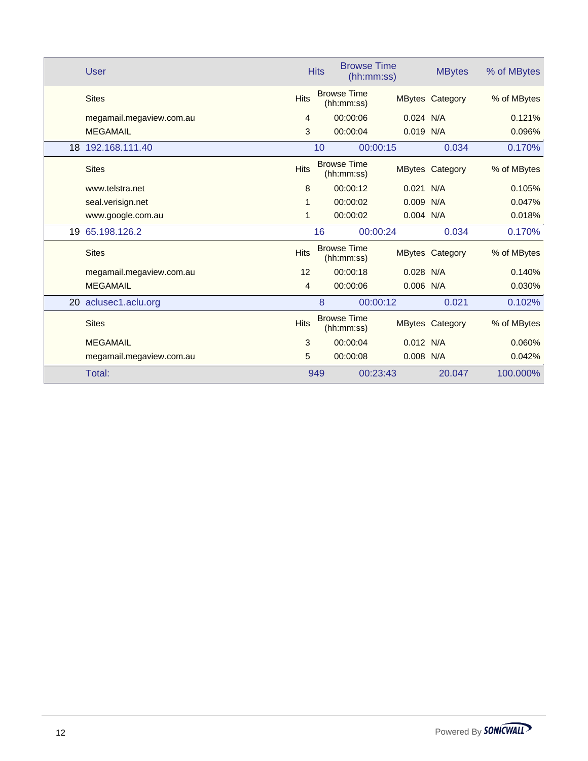| | User | Hits | Browse Time (hh:mm:ss) | MBytes | | % of MBytes |
|---|---|---|---|---|---|---|
| | Sites | Hits | Browse Time (hh:mm:ss) | MBytes | Category | % of MBytes |
| | megamail.megaview.com.au | 4 | 00:00:06 | 0.024 | N/A | 0.121% |
| | MEGAMAIL | 3 | 00:00:04 | 0.019 | N/A | 0.096% |
| 18 | 192.168.111.40 | 10 | 00:00:15 | 0.034 | | 0.170% |
| | Sites | Hits | Browse Time (hh:mm:ss) | MBytes | Category | % of MBytes |
| | www.telstra.net | 8 | 00:00:12 | 0.021 | N/A | 0.105% |
| | seal.verisign.net | 1 | 00:00:02 | 0.009 | N/A | 0.047% |
| | www.google.com.au | 1 | 00:00:02 | 0.004 | N/A | 0.018% |
| 19 | 65.198.126.2 | 16 | 00:00:24 | 0.034 | | 0.170% |
| | Sites | Hits | Browse Time (hh:mm:ss) | MBytes | Category | % of MBytes |
| | megamail.megaview.com.au | 12 | 00:00:18 | 0.028 | N/A | 0.140% |
| | MEGAMAIL | 4 | 00:00:06 | 0.006 | N/A | 0.030% |
| 20 | aclusec1.aclu.org | 8 | 00:00:12 | 0.021 | | 0.102% |
| | Sites | Hits | Browse Time (hh:mm:ss) | MBytes | Category | % of MBytes |
| | MEGAMAIL | 3 | 00:00:04 | 0.012 | N/A | 0.060% |
| | megamail.megaview.com.au | 5 | 00:00:08 | 0.008 | N/A | 0.042% |
| | Total: | 949 | 00:23:43 | 20.047 | | 100.000% |

Powered By SONICWALL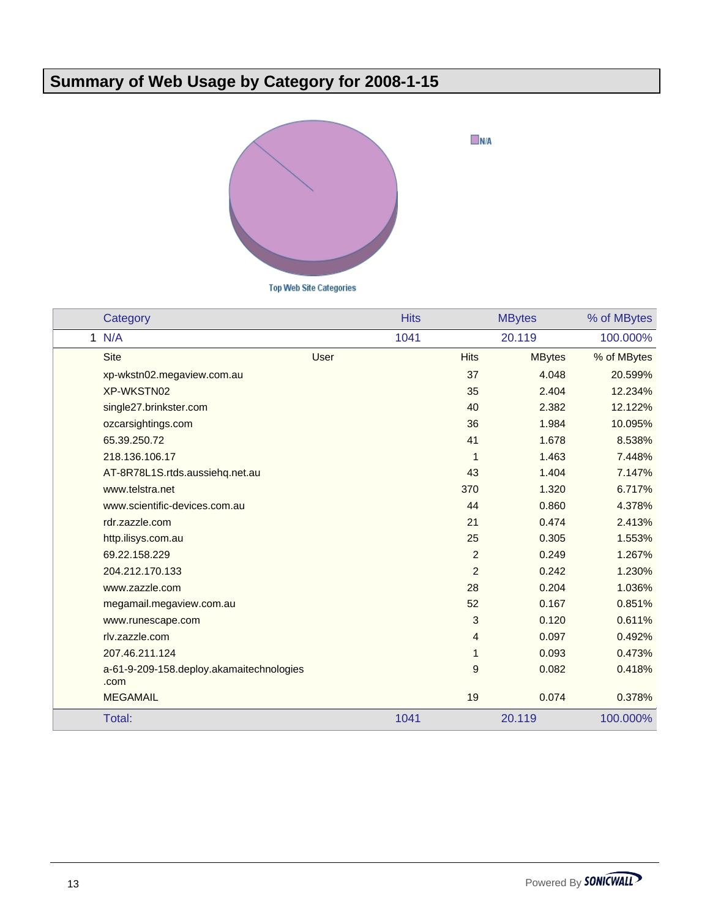# Summary of Web Usage by Category for 2008-1-15

N/A

Top Web Site Categories

| | Category | | Hits | MBytes | % of MBytes |
|---|---|---|---|---|---|
| 1 | N/A | | 1041 | 20.119 | 100.000% |
| | Site | User | Hits | MBytes | % of MBytes |
| | xp-wkstn02.megaview.com.au | | 37 | 4.048 | 20.599% |
| | XP-WKSTN02 | | 35 | 2.404 | 12.234% |
| | single27.brinkster.com | | 40 | 2.382 | 12.122% |
| | ozcarsightings.com | | 36 | 1.984 | 10.095% |
| | 65.39.250.72 | | 41 | 1.678 | 8.538% |
| | 218.136.106.17 | | 1 | 1.463 | 7.448% |
| | AT-8R78L1S.rtds.aussiehq.net.au | | 43 | 1.404 | 7.147% |
| | www.telstra.net | | 370 | 1.320 | 6.717% |
| | www.scientific-devices.com.au | | 44 | 0.860 | 4.378% |
| | rdr.zazzle.com | | 21 | 0.474 | 2.413% |
| | http.ilisys.com.au | | 25 | 0.305 | 1.553% |
| | 69.22.158.229 | | 2 | 0.249 | 1.267% |
| | 204.212.170.133 | | 2 | 0.242 | 1.230% |
| | www.zazzle.com | | 28 | 0.204 | 1.036% |
| | megamail.megaview.com.au | | 52 | 0.167 | 0.851% |
| | www.runescape.com | | 3 | 0.120 | 0.611% |
| | rlv.zazzle.com | | 4 | 0.097 | 0.492% |
| | 207.46.211.124 | | 1 | 0.093 | 0.473% |
| | a-61-9-209-158.deploy.akamaitechnologies.com | | 9 | 0.082 | 0.418% |
| | MEGAMAIL | | 19 | 0.074 | 0.378% |
| | Total: | | 1041 | 20.119 | 100.000% |

Powered By SONICWALL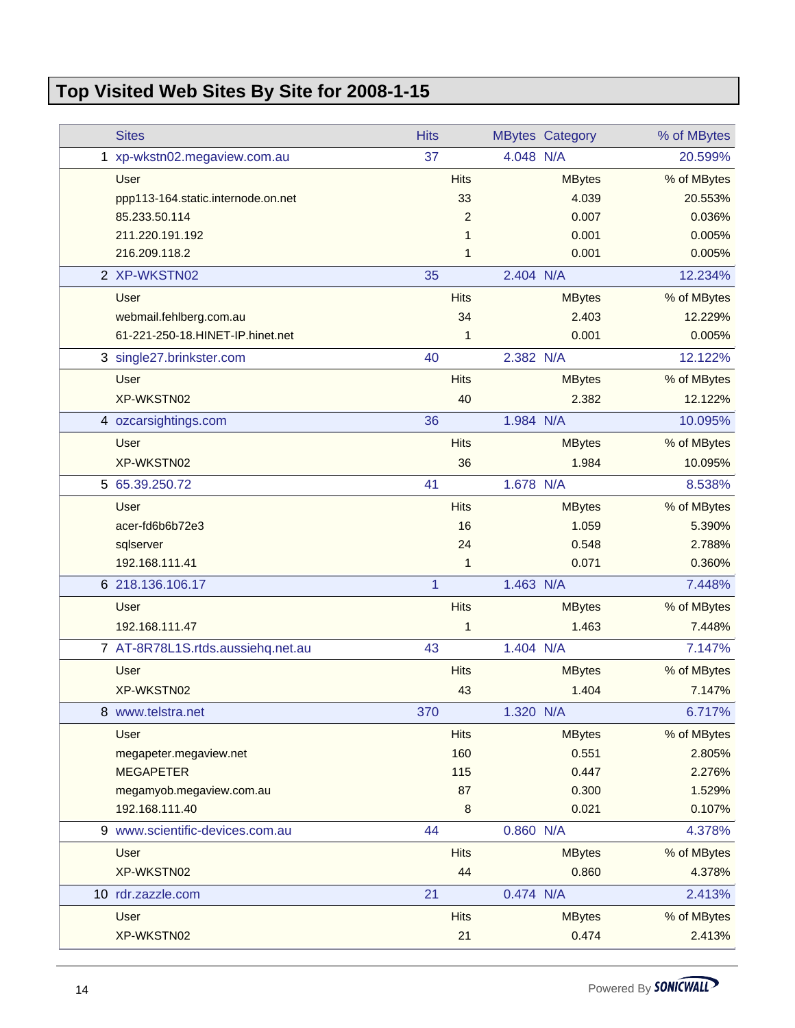# Top Visited Web Sites By Site for 2008-1-15

| | Sites | Hits | MBytes | Category | % of MBytes |
|---|---|---|---|---|---|
| 1 | xp-wkstn02.megaview.com.au | 37 | 4.048 | N/A | 20.599% |
| | User | Hits | MBytes | | % of MBytes |
| | ppp113-164.static.internode.on.net | 33 | 4.039 | | 20.553% |
| | 85.233.50.114 | 2 | 0.007 | | 0.036% |
| | 211.220.191.192 | 1 | 0.001 | | 0.005% |
| | 216.209.118.2 | 1 | 0.001 | | 0.005% |
| 2 | XP-WKSTN02 | 35 | 2.404 | N/A | 12.234% |
| | User | Hits | MBytes | | % of MBytes |
| | webmail.fehlberg.com.au | 34 | 2.403 | | 12.229% |
| | 61-221-250-18.HINET-IP.hinet.net | 1 | 0.001 | | 0.005% |
| 3 | single27.brinkster.com | 40 | 2.382 | N/A | 12.122% |
| | User | Hits | MBytes | | % of MBytes |
| | XP-WKSTN02 | 40 | 2.382 | | 12.122% |
| 4 | ozcarsightings.com | 36 | 1.984 | N/A | 10.095% |
| | User | Hits | MBytes | | % of MBytes |
| | XP-WKSTN02 | 36 | 1.984 | | 10.095% |
| 5 | 65.39.250.72 | 41 | 1.678 | N/A | 8.538% |
| | User | Hits | MBytes | | % of MBytes |
| | acer-fd6b6b72e3 | 16 | 1.059 | | 5.390% |
| | sqlserver | 24 | 0.548 | | 2.788% |
| | 192.168.111.41 | 1 | 0.071 | | 0.360% |
| 6 | 218.136.106.17 | 1 | 1.463 | N/A | 7.448% |
| | User | Hits | MBytes | | % of MBytes |
| | 192.168.111.47 | 1 | 1.463 | | 7.448% |
| 7 | AT-8R78L1S.rtds.aussiehq.net.au | 43 | 1.404 | N/A | 7.147% |
| | User | Hits | MBytes | | % of MBytes |
| | XP-WKSTN02 | 43 | 1.404 | | 7.147% |
| 8 | www.telstra.net | 370 | 1.320 | N/A | 6.717% |
| | User | Hits | MBytes | | % of MBytes |
| | megapeter.megaview.net | 160 | 0.551 | | 2.805% |
| | MEGAPETER | 115 | 0.447 | | 2.276% |
| | megamyob.megaview.com.au | 87 | 0.300 | | 1.529% |
| | 192.168.111.40 | 8 | 0.021 | | 0.107% |
| 9 | www.scientific-devices.com.au | 44 | 0.860 | N/A | 4.378% |
| | User | Hits | MBytes | | % of MBytes |
| | XP-WKSTN02 | 44 | 0.860 | | 4.378% |
| 10 | rdr.zazzle.com | 21 | 0.474 | N/A | 2.413% |
| | User | Hits | MBytes | | % of MBytes |
| | XP-WKSTN02 | 21 | 0.474 | | 2.413% |

Powered By SONICWALL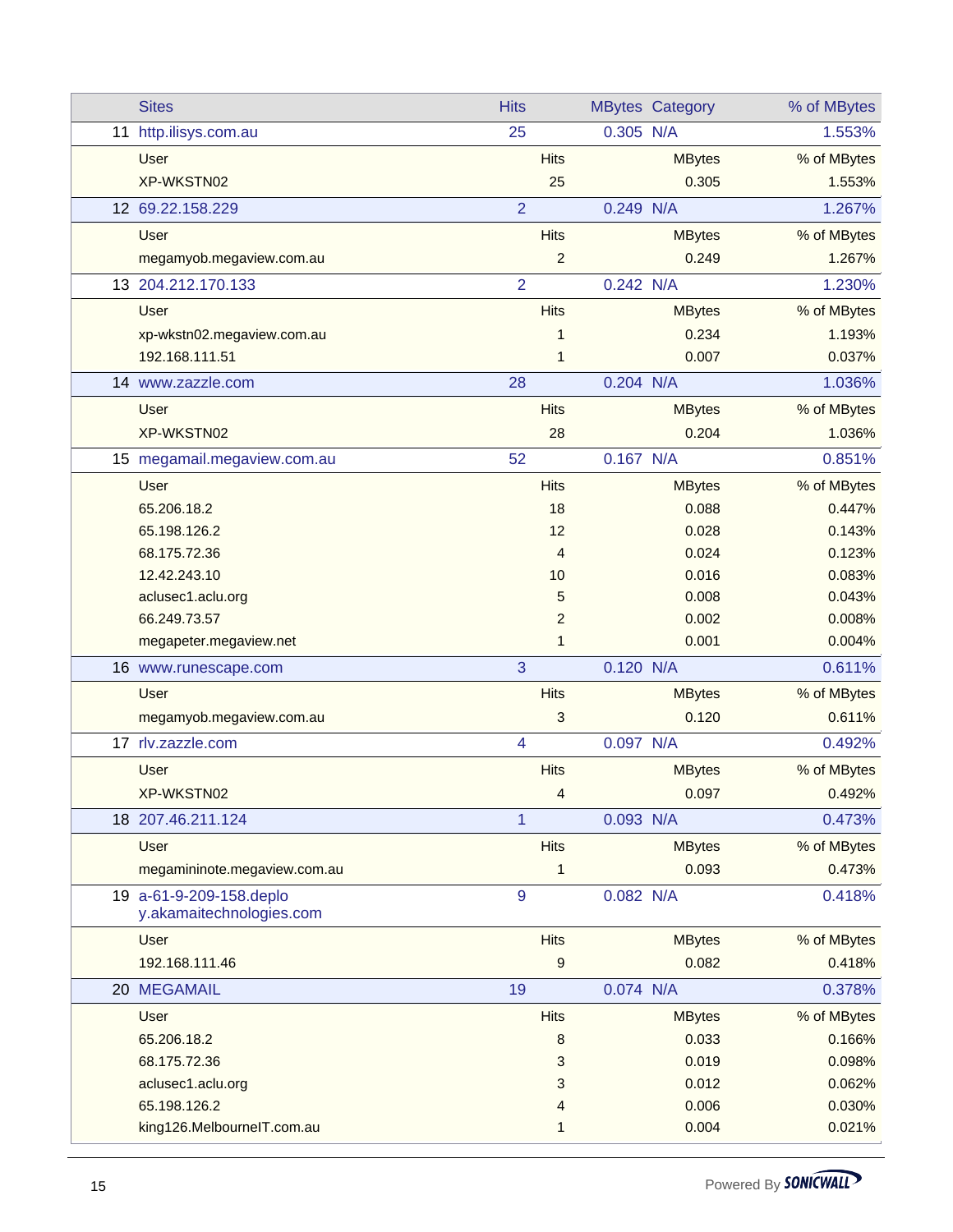| | Sites | Hits | MBytes | Category | % of MBytes |
|---|---|---|---|---|---|
| 11 | http.ilisys.com.au | 25 | 0.305 | N/A | 1.553% |
| | User | Hits | MBytes | | % of MBytes |
| | XP-WKSTN02 | 25 | 0.305 | | 1.553% |
| 12 | 69.22.158.229 | 2 | 0.249 | N/A | 1.267% |
| | User | Hits | MBytes | | % of MBytes |
| | megamyob.megaview.com.au | 2 | 0.249 | | 1.267% |
| 13 | 204.212.170.133 | 2 | 0.242 | N/A | 1.230% |
| | User | Hits | MBytes | | % of MBytes |
| | xp-wkstn02.megaview.com.au | 1 | 0.234 | | 1.193% |
| | 192.168.111.51 | 1 | 0.007 | | 0.037% |
| 14 | www.zazzle.com | 28 | 0.204 | N/A | 1.036% |
| | User | Hits | MBytes | | % of MBytes |
| | XP-WKSTN02 | 28 | 0.204 | | 1.036% |
| 15 | megamail.megaview.com.au | 52 | 0.167 | N/A | 0.851% |
| | User | Hits | MBytes | | % of MBytes |
| | 65.206.18.2 | 18 | 0.088 | | 0.447% |
| | 65.198.126.2 | 12 | 0.028 | | 0.143% |
| | 68.175.72.36 | 4 | 0.024 | | 0.123% |
| | 12.42.243.10 | 10 | 0.016 | | 0.083% |
| | aclusec1.aclu.org | 5 | 0.008 | | 0.043% |
| | 66.249.73.57 | 2 | 0.002 | | 0.008% |
| | megapeter.megaview.net | 1 | 0.001 | | 0.004% |
| 16 | www.runescape.com | 3 | 0.120 | N/A | 0.611% |
| | User | Hits | MBytes | | % of MBytes |
| | megamyob.megaview.com.au | 3 | 0.120 | | 0.611% |
| 17 | rlv.zazzle.com | 4 | 0.097 | N/A | 0.492% |
| | User | Hits | MBytes | | % of MBytes |
| | XP-WKSTN02 | 4 | 0.097 | | 0.492% |
| 18 | 207.46.211.124 | 1 | 0.093 | N/A | 0.473% |
| | User | Hits | MBytes | | % of MBytes |
| | megamininote.megaview.com.au | 1 | 0.093 | | 0.473% |
| 19 | a-61-9-209-158.deploy.akamaitechnologies.com | 9 | 0.082 | N/A | 0.418% |
| | User | Hits | MBytes | | % of MBytes |
| | 192.168.111.46 | 9 | 0.082 | | 0.418% |
| 20 | MEGAMAIL | 19 | 0.074 | N/A | 0.378% |
| | User | Hits | MBytes | | % of MBytes |
| | 65.206.18.2 | 8 | 0.033 | | 0.166% |
| | 68.175.72.36 | 3 | 0.019 | | 0.098% |
| | aclusec1.aclu.org | 3 | 0.012 | | 0.062% |
| | 65.198.126.2 | 4 | 0.006 | | 0.030% |
| | king126.MelbourneIT.com.au | 1 | 0.004 | | 0.021% |

Powered By SONICWALL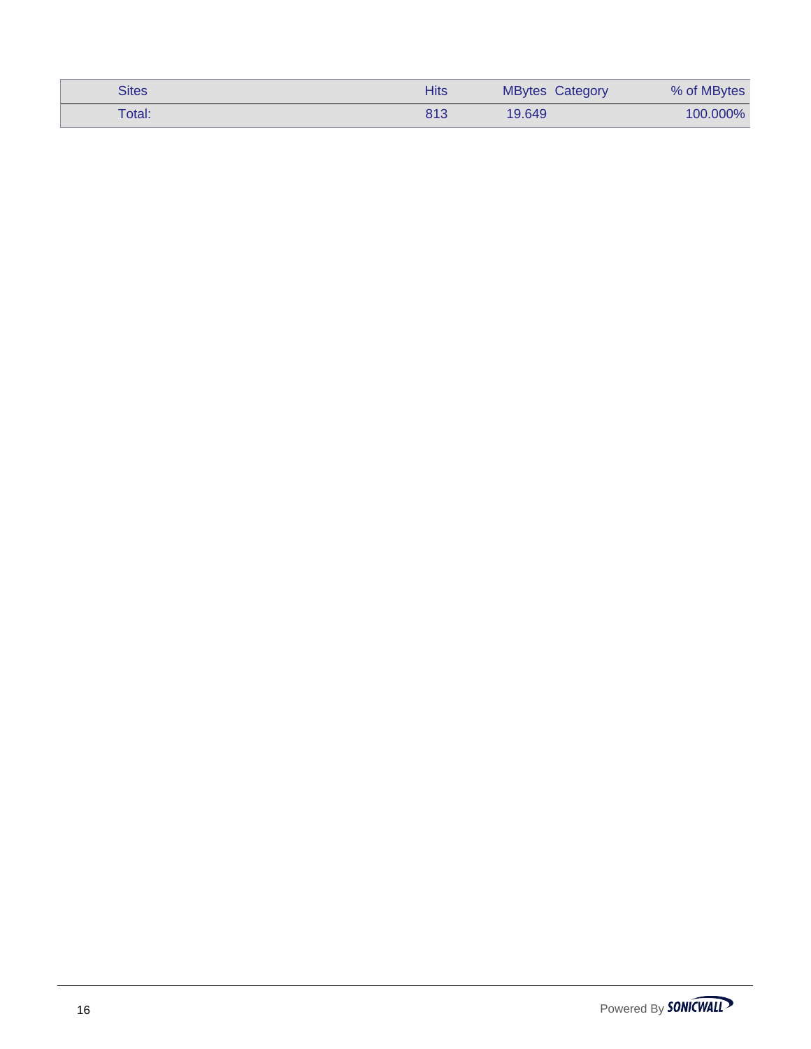| Sites | Hits | MBytes | Category | % of MBytes |
| --- | --- | --- | --- | --- |
| Total: | 813 | 19.649 | | 100.000% |

Powered By SONICWALL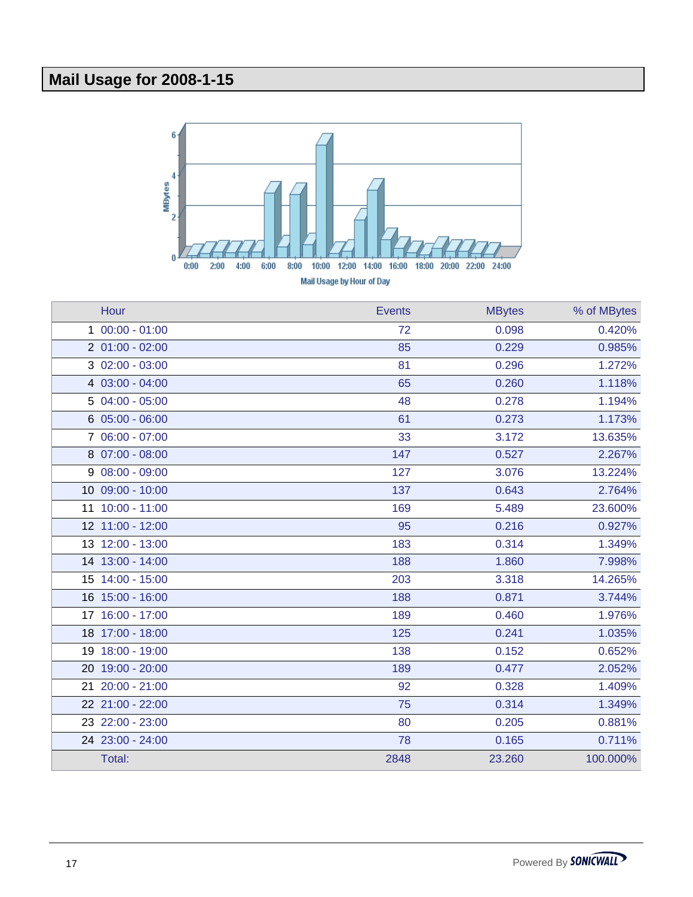# Mail Usage for 2008-1-15

Mail Usage by Hour of Day

| | Hour | Events | MBytes | % of MBytes |
|---|---|---|---|---|
| 1 | 00:00 - 01:00 | 72 | 0.098 | 0.420% |
| 2 | 01:00 - 02:00 | 85 | 0.229 | 0.985% |
| 3 | 02:00 - 03:00 | 81 | 0.296 | 1.272% |
| 4 | 03:00 - 04:00 | 65 | 0.260 | 1.118% |
| 5 | 04:00 - 05:00 | 48 | 0.278 | 1.194% |
| 6 | 05:00 - 06:00 | 61 | 0.273 | 1.173% |
| 7 | 06:00 - 07:00 | 33 | 3.172 | 13.635% |
| 8 | 07:00 - 08:00 | 147 | 0.527 | 2.267% |
| 9 | 08:00 - 09:00 | 127 | 3.076 | 13.224% |
| 10 | 09:00 - 10:00 | 137 | 0.643 | 2.764% |
| 11 | 10:00 - 11:00 | 169 | 5.489 | 23.600% |
| 12 | 11:00 - 12:00 | 95 | 0.216 | 0.927% |
| 13 | 12:00 - 13:00 | 183 | 0.314 | 1.349% |
| 14 | 13:00 - 14:00 | 188 | 1.860 | 7.998% |
| 15 | 14:00 - 15:00 | 203 | 3.318 | 14.265% |
| 16 | 15:00 - 16:00 | 188 | 0.871 | 3.744% |
| 17 | 16:00 - 17:00 | 189 | 0.460 | 1.976% |
| 18 | 17:00 - 18:00 | 125 | 0.241 | 1.035% |
| 19 | 18:00 - 19:00 | 138 | 0.152 | 0.652% |
| 20 | 19:00 - 20:00 | 189 | 0.477 | 2.052% |
| 21 | 20:00 - 21:00 | 92 | 0.328 | 1.409% |
| 22 | 21:00 - 22:00 | 75 | 0.314 | 1.349% |
| 23 | 22:00 - 23:00 | 80 | 0.205 | 0.881% |
| 24 | 23:00 - 24:00 | 78 | 0.165 | 0.711% |
| | Total: | 2848 | 23.260 | 100.000% |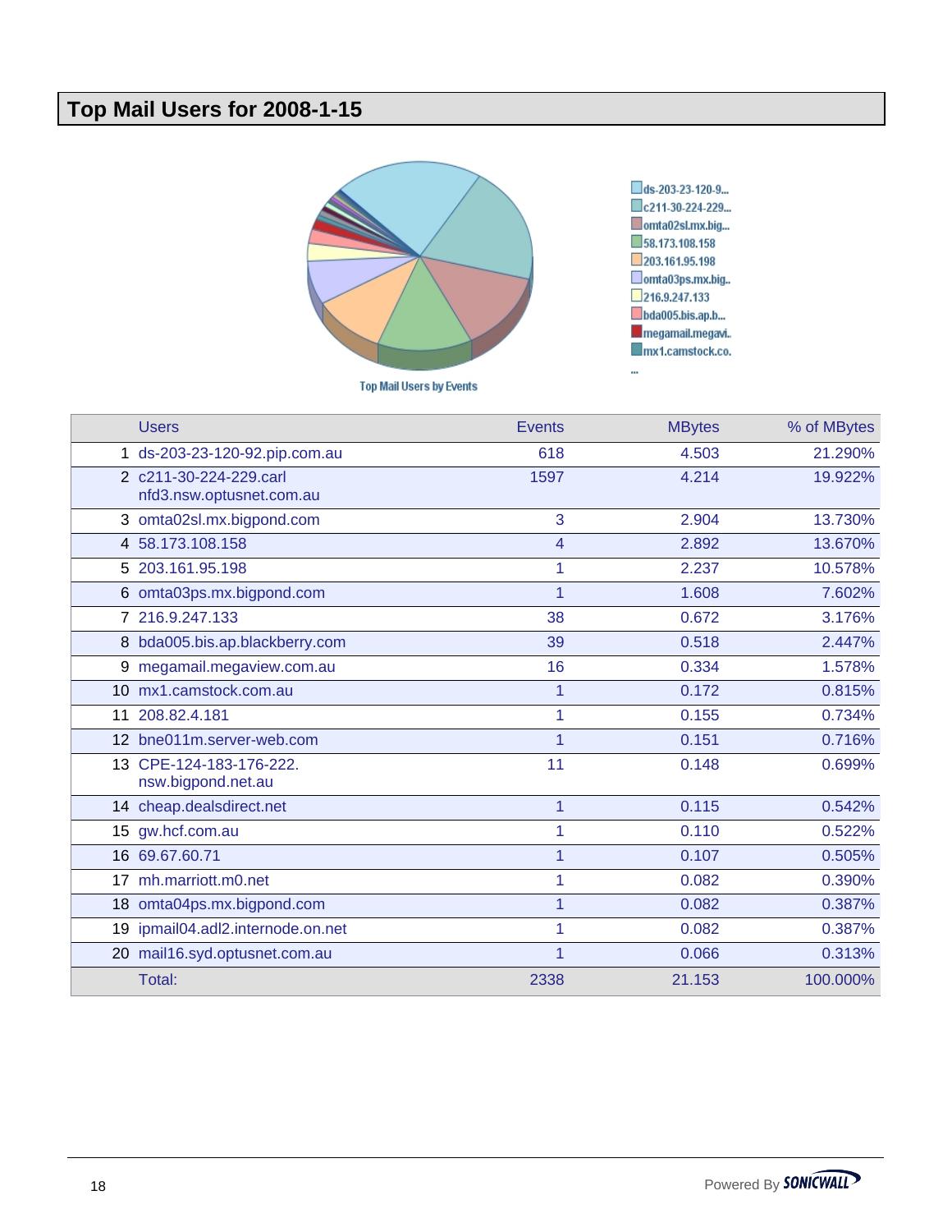# Top Mail Users for 2008-1-15

Top Mail Users by Events

| | Users | Events | MBytes | % of MBytes |
|---|---|---|---|---|
| 1 | ds-203-23-120-92.pip.com.au | 618 | 4.503 | 21.290% |
| 2 | c211-30-224-229.carl nfd3.nsw.optusnet.com.au | 1597 | 4.214 | 19.922% |
| 3 | omta02sl.mx.bigpond.com | 3 | 2.904 | 13.730% |
| 4 | 58.173.108.158 | 4 | 2.892 | 13.670% |
| 5 | 203.161.95.198 | 1 | 2.237 | 10.578% |
| 6 | omta03ps.mx.bigpond.com | 1 | 1.608 | 7.602% |
| 7 | 216.9.247.133 | 38 | 0.672 | 3.176% |
| 8 | bda005.bis.ap.blackberry.com | 39 | 0.518 | 2.447% |
| 9 | megamail.megaview.com.au | 16 | 0.334 | 1.578% |
| 10 | mx1.camstock.com.au | 1 | 0.172 | 0.815% |
| 11 | 208.82.4.181 | 1 | 0.155 | 0.734% |
| 12 | bne011m.server-web.com | 1 | 0.151 | 0.716% |
| 13 | CPE-124-183-176-222. nsw.bigpond.net.au | 11 | 0.148 | 0.699% |
| 14 | cheap.dealsdirect.net | 1 | 0.115 | 0.542% |
| 15 | gw.hcf.com.au | 1 | 0.110 | 0.522% |
| 16 | 69.67.60.71 | 1 | 0.107 | 0.505% |
| 17 | mh.marriott.m0.net | 1 | 0.082 | 0.390% |
| 18 | omta04ps.mx.bigpond.com | 1 | 0.082 | 0.387% |
| 19 | ipmail04.adl2.internode.on.net | 1 | 0.082 | 0.387% |
| 20 | mail16.syd.optusnet.com.au | 1 | 0.066 | 0.313% |
| | Total: | 2338 | 21.153 | 100.000% |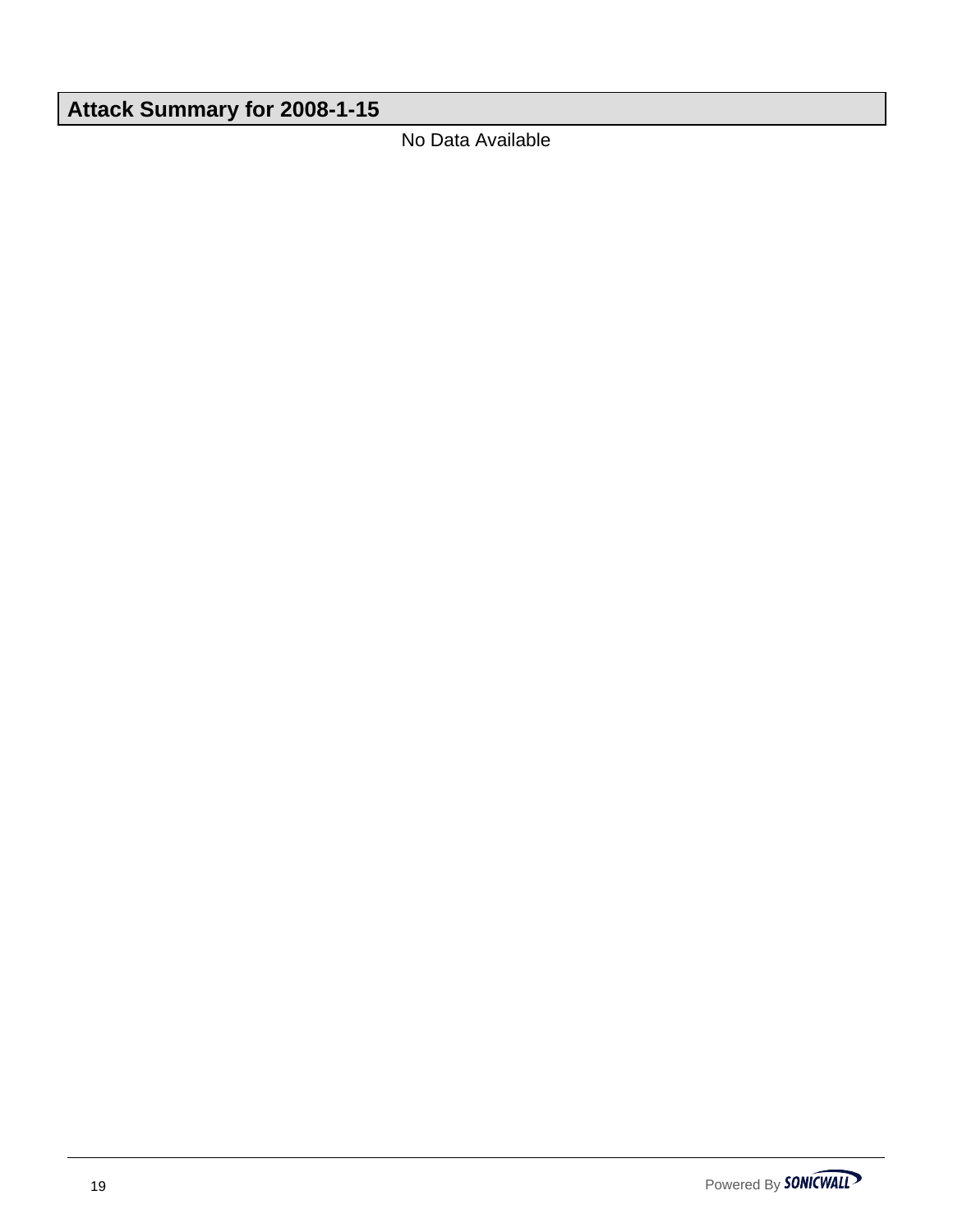## Attack Summary for 2008-1-15

No Data Available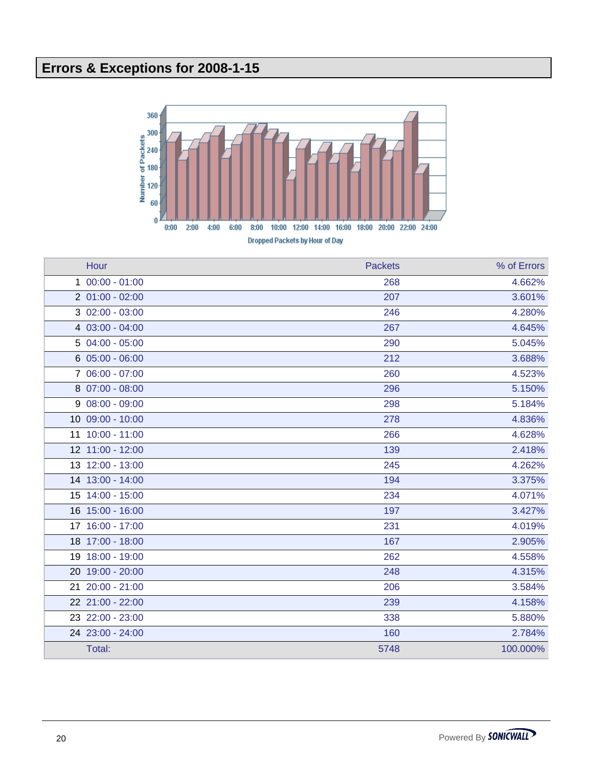# Errors & Exceptions for 2008-1-15

Dropped Packets by Hour of Day

| | Hour | Packets | % of Errors |
|---|---|---|---|
| 1 | 00:00 - 01:00 | 268 | 4.662% |
| 2 | 01:00 - 02:00 | 207 | 3.601% |
| 3 | 02:00 - 03:00 | 246 | 4.280% |
| 4 | 03:00 - 04:00 | 267 | 4.645% |
| 5 | 04:00 - 05:00 | 290 | 5.045% |
| 6 | 05:00 - 06:00 | 212 | 3.688% |
| 7 | 06:00 - 07:00 | 260 | 4.523% |
| 8 | 07:00 - 08:00 | 296 | 5.150% |
| 9 | 08:00 - 09:00 | 298 | 5.184% |
| 10 | 09:00 - 10:00 | 278 | 4.836% |
| 11 | 10:00 - 11:00 | 266 | 4.628% |
| 12 | 11:00 - 12:00 | 139 | 2.418% |
| 13 | 12:00 - 13:00 | 245 | 4.262% |
| 14 | 13:00 - 14:00 | 194 | 3.375% |
| 15 | 14:00 - 15:00 | 234 | 4.071% |
| 16 | 15:00 - 16:00 | 197 | 3.427% |
| 17 | 16:00 - 17:00 | 231 | 4.019% |
| 18 | 17:00 - 18:00 | 167 | 2.905% |
| 19 | 18:00 - 19:00 | 262 | 4.558% |
| 20 | 19:00 - 20:00 | 248 | 4.315% |
| 21 | 20:00 - 21:00 | 206 | 3.584% |
| 22 | 21:00 - 22:00 | 239 | 4.158% |
| 23 | 22:00 - 23:00 | 338 | 5.880% |
| 24 | 23:00 - 24:00 | 160 | 2.784% |
| | Total: | 5748 | 100.000% |

Powered By SONICWALL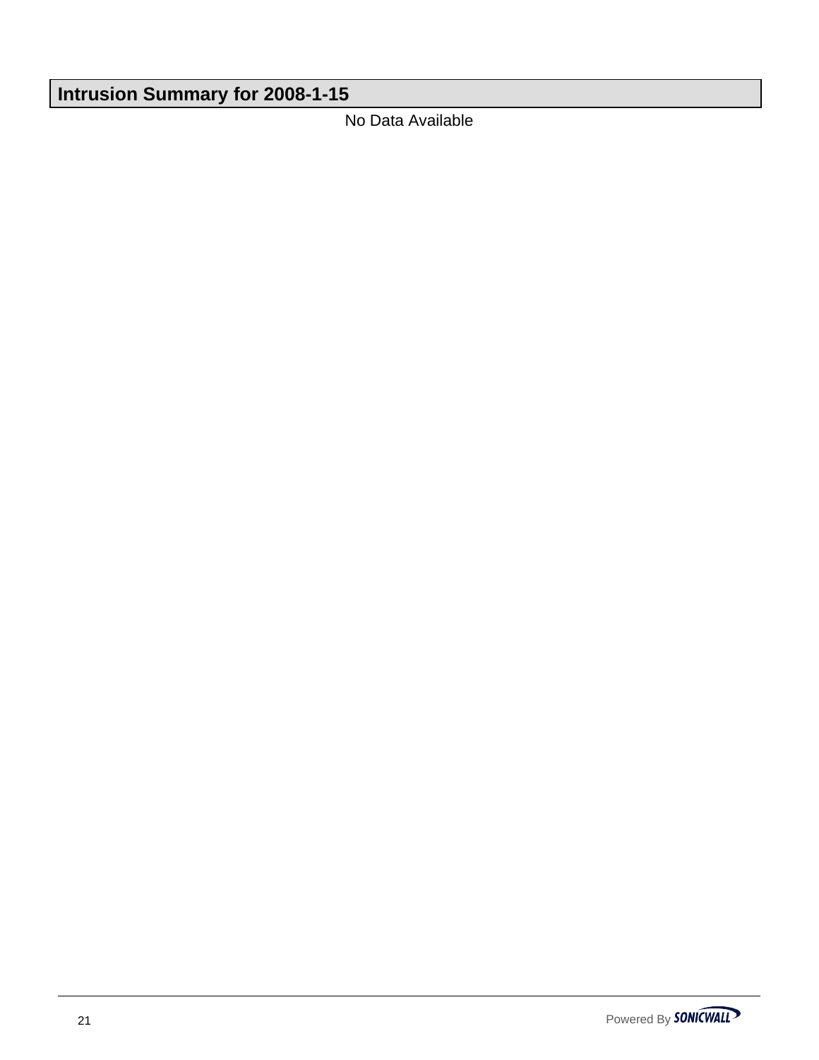## Intrusion Summary for 2008-1-15

No Data Available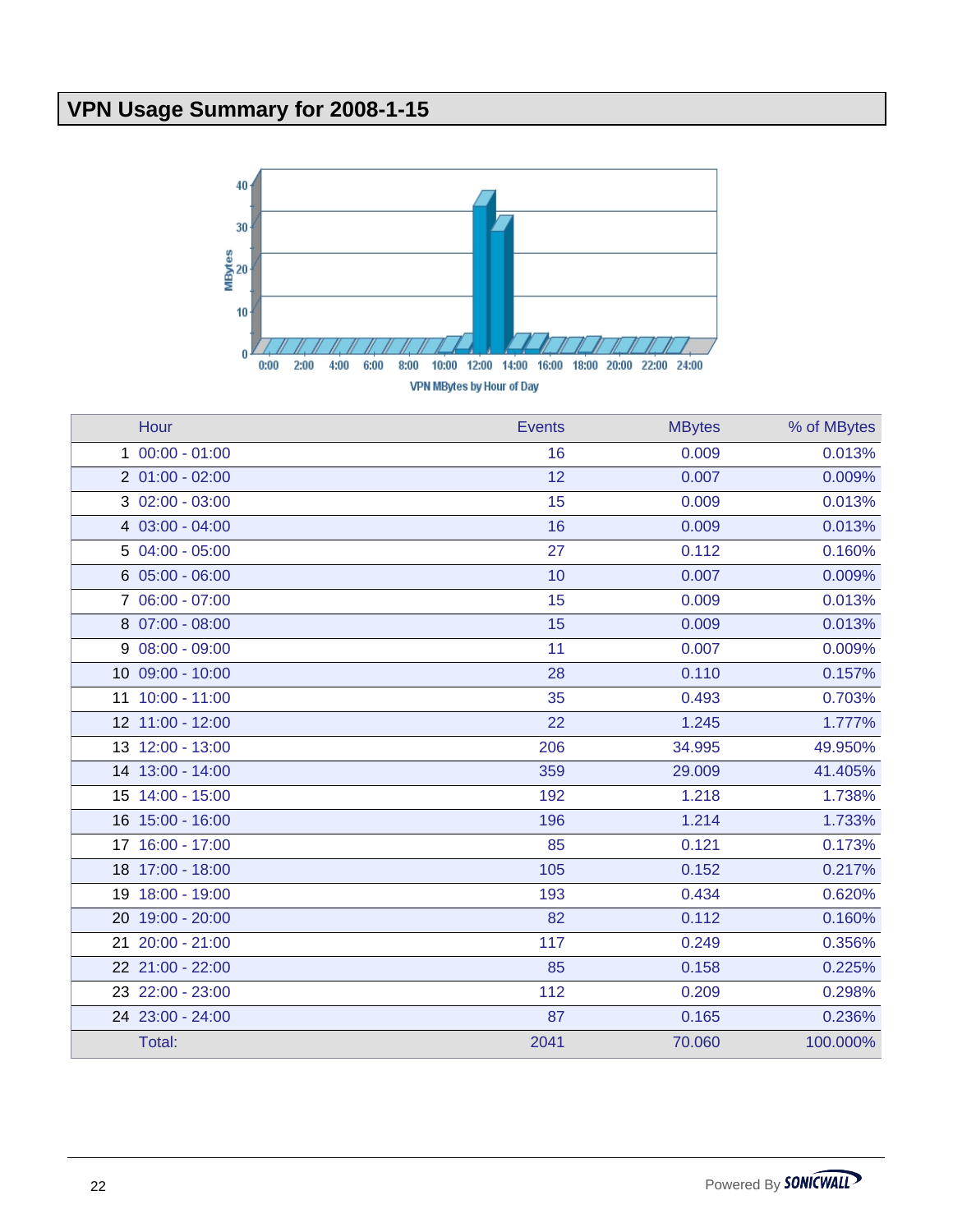# VPN Usage Summary for 2008-1-15

VPN MBytes by Hour of Day

| | Hour | Events | MBytes | % of MBytes |
|---|---|---|---|---|
| 1 | 00:00 - 01:00 | 16 | 0.009 | 0.013% |
| 2 | 01:00 - 02:00 | 12 | 0.007 | 0.009% |
| 3 | 02:00 - 03:00 | 15 | 0.009 | 0.013% |
| 4 | 03:00 - 04:00 | 16 | 0.009 | 0.013% |
| 5 | 04:00 - 05:00 | 27 | 0.112 | 0.160% |
| 6 | 05:00 - 06:00 | 10 | 0.007 | 0.009% |
| 7 | 06:00 - 07:00 | 15 | 0.009 | 0.013% |
| 8 | 07:00 - 08:00 | 15 | 0.009 | 0.013% |
| 9 | 08:00 - 09:00 | 11 | 0.007 | 0.009% |
| 10 | 09:00 - 10:00 | 28 | 0.110 | 0.157% |
| 11 | 10:00 - 11:00 | 35 | 0.493 | 0.703% |
| 12 | 11:00 - 12:00 | 22 | 1.245 | 1.777% |
| 13 | 12:00 - 13:00 | 206 | 34.995 | 49.950% |
| 14 | 13:00 - 14:00 | 359 | 29.009 | 41.405% |
| 15 | 14:00 - 15:00 | 192 | 1.218 | 1.738% |
| 16 | 15:00 - 16:00 | 196 | 1.214 | 1.733% |
| 17 | 16:00 - 17:00 | 85 | 0.121 | 0.173% |
| 18 | 17:00 - 18:00 | 105 | 0.152 | 0.217% |
| 19 | 18:00 - 19:00 | 193 | 0.434 | 0.620% |
| 20 | 19:00 - 20:00 | 82 | 0.112 | 0.160% |
| 21 | 20:00 - 21:00 | 117 | 0.249 | 0.356% |
| 22 | 21:00 - 22:00 | 85 | 0.158 | 0.225% |
| 23 | 22:00 - 23:00 | 112 | 0.209 | 0.298% |
| 24 | 23:00 - 24:00 | 87 | 0.165 | 0.236% |
| | Total: | 2041 | 70.060 | 100.000% |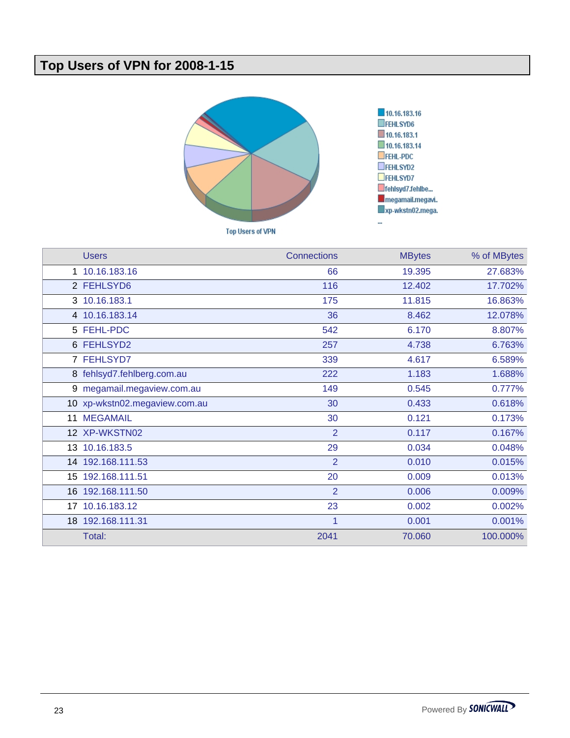# Top Users of VPN for 2008-1-15

Top Users of VPN

|  | Users | Connections | MBytes | % of MBytes |
|---|---|---|---|---|
| 1 | 10.16.183.16 | 66 | 19.395 | 27.683% |
| 2 | FEHLSYD6 | 116 | 12.402 | 17.702% |
| 3 | 10.16.183.1 | 175 | 11.815 | 16.863% |
| 4 | 10.16.183.14 | 36 | 8.462 | 12.078% |
| 5 | FEHL-PDC | 542 | 6.170 | 8.807% |
| 6 | FEHLSYD2 | 257 | 4.738 | 6.763% |
| 7 | FEHLSYD7 | 339 | 4.617 | 6.589% |
| 8 | fehlsyd7.fehlberg.com.au | 222 | 1.183 | 1.688% |
| 9 | megamail.megaview.com.au | 149 | 0.545 | 0.777% |
| 10 | xp-wkstn02.megaview.com.au | 30 | 0.433 | 0.618% |
| 11 | MEGAMAIL | 30 | 0.121 | 0.173% |
| 12 | XP-WKSTN02 | 2 | 0.117 | 0.167% |
| 13 | 10.16.183.5 | 29 | 0.034 | 0.048% |
| 14 | 192.168.111.53 | 2 | 0.010 | 0.015% |
| 15 | 192.168.111.51 | 20 | 0.009 | 0.013% |
| 16 | 192.168.111.50 | 2 | 0.006 | 0.009% |
| 17 | 10.16.183.12 | 23 | 0.002 | 0.002% |
| 18 | 192.168.111.31 | 1 | 0.001 | 0.001% |
|  | Total: | 2041 | 70.060 | 100.000% |

Powered By SONICWALL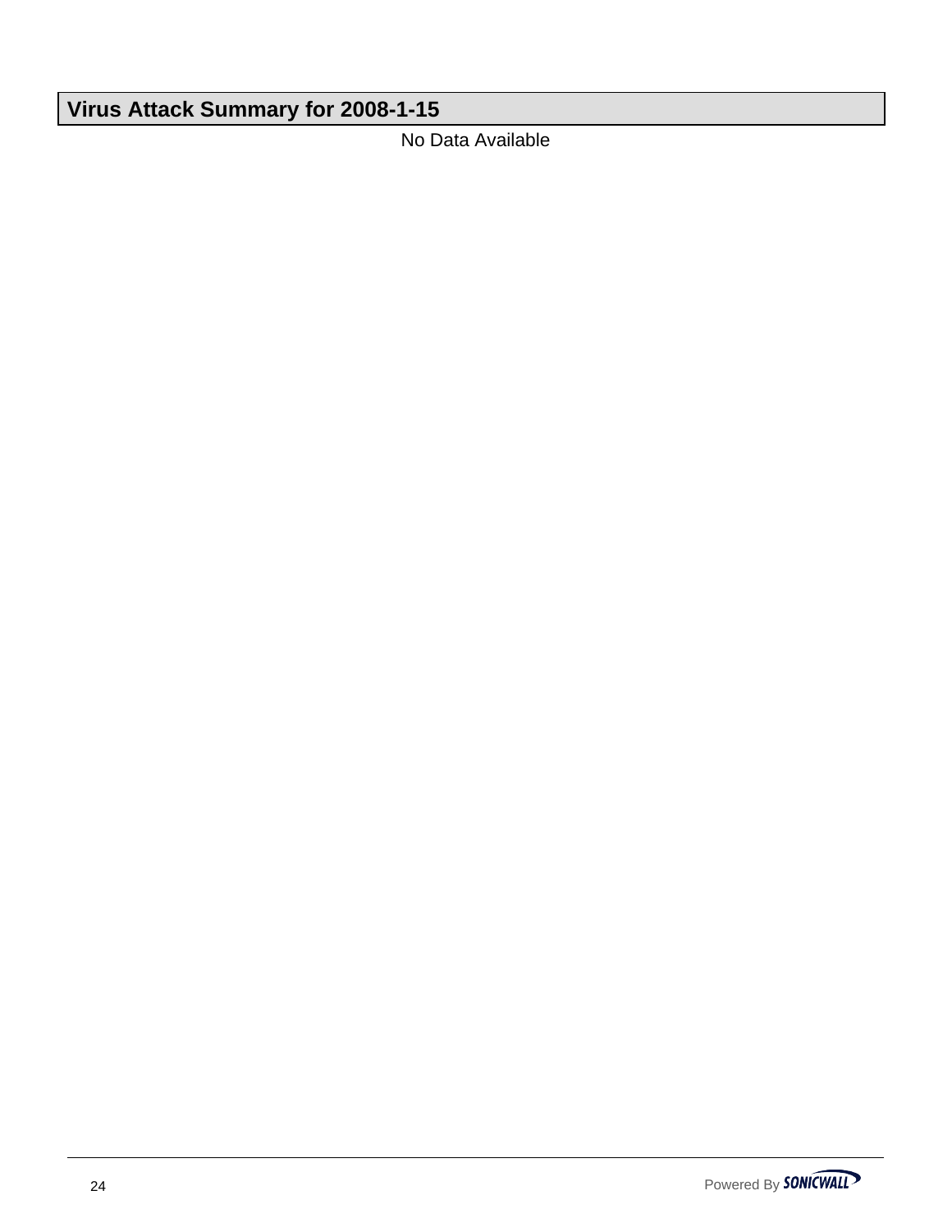## Virus Attack Summary for 2008-1-15

No Data Available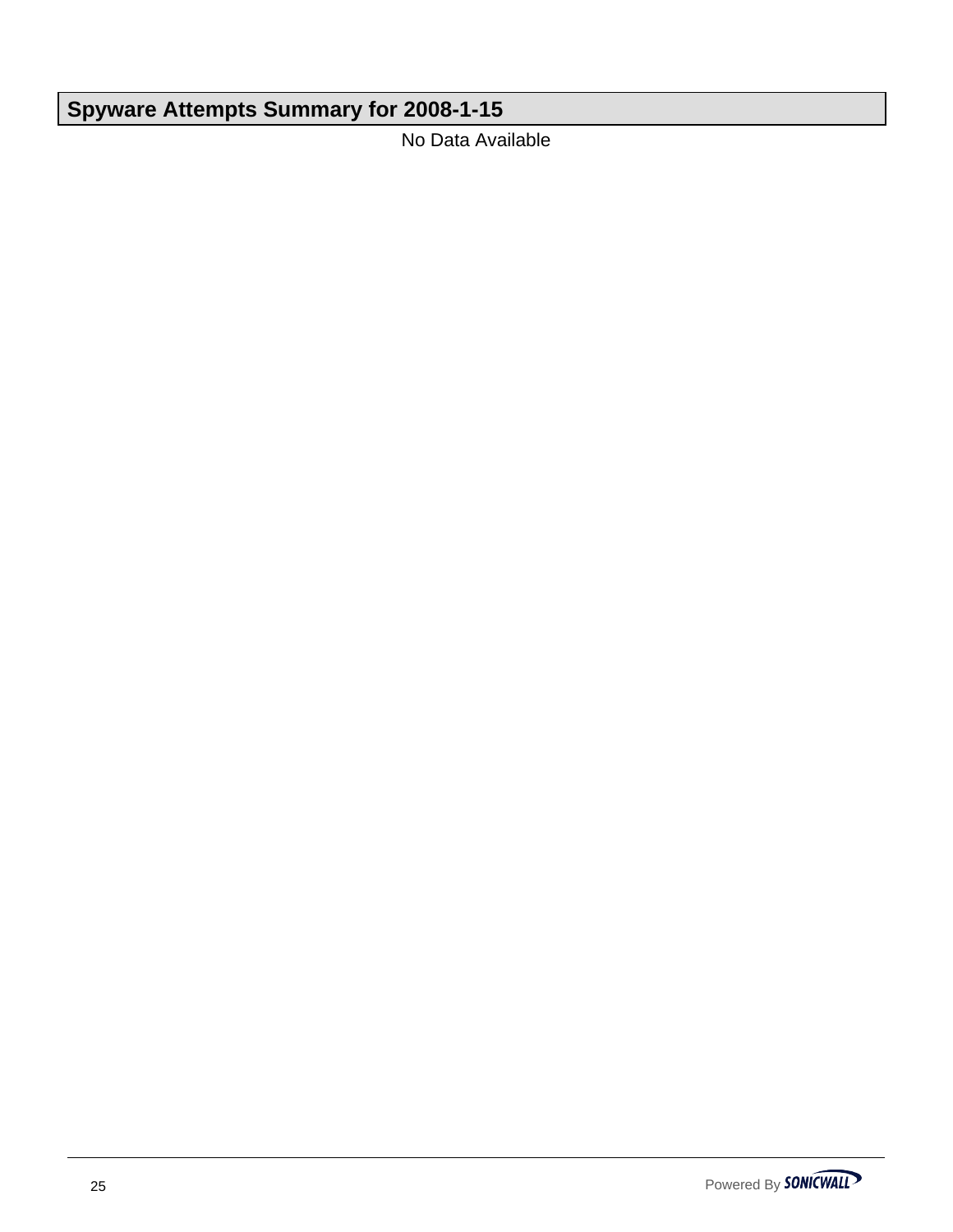## Spyware Attempts Summary for 2008-1-15

No Data Available